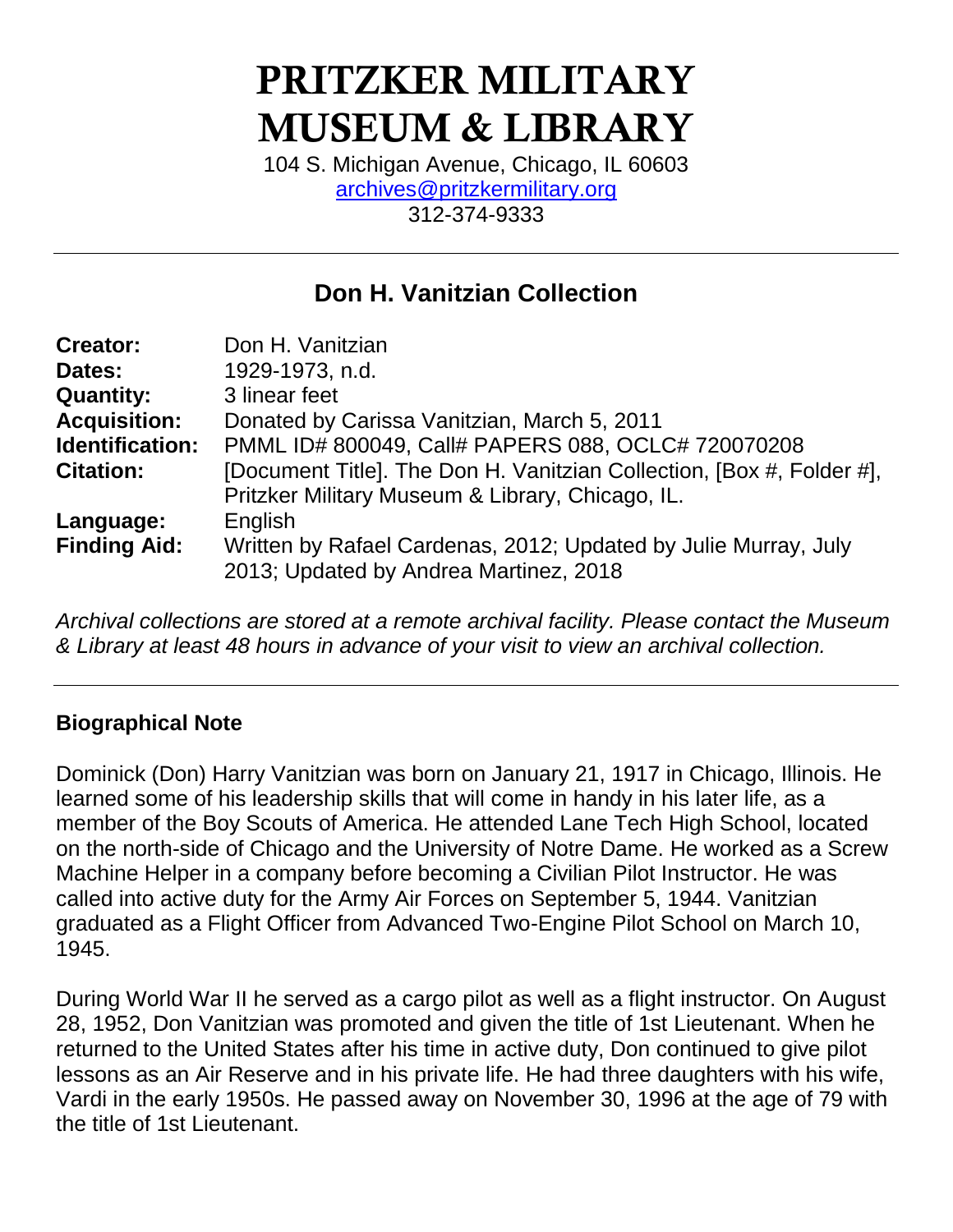# PRITZKER MILITARY MUSEUM & LIBRARY

104 S. Michigan Avenue, Chicago, IL 60603
archives@pritzkermilitary.org
312-374-9333

---

## Don H. Vanitzian Collection

| | |
|---|---|
| **Creator:** | Don H. Vanitzian |
| **Dates:** | 1929-1973, n.d. |
| **Quantity:** | 3 linear feet |
| **Acquisition:** | Donated by Carissa Vanitzian, March 5, 2011 |
| **Identification:** | PMML ID# 800049, Call# PAPERS 088, OCLC# 720070208 |
| **Citation:** | [Document Title]. The Don H. Vanitzian Collection, [Box #, Folder #], Pritzker Military Museum & Library, Chicago, IL. |
| **Language:** | English |
| **Finding Aid:** | Written by Rafael Cardenas, 2012; Updated by Julie Murray, July 2013; Updated by Andrea Martinez, 2018 |

*Archival collections are stored at a remote archival facility. Please contact the Museum & Library at least 48 hours in advance of your visit to view an archival collection.*

---

### Biographical Note

Dominick (Don) Harry Vanitzian was born on January 21, 1917 in Chicago, Illinois. He learned some of his leadership skills that will come in handy in his later life, as a member of the Boy Scouts of America. He attended Lane Tech High School, located on the north-side of Chicago and the University of Notre Dame. He worked as a Screw Machine Helper in a company before becoming a Civilian Pilot Instructor. He was called into active duty for the Army Air Forces on September 5, 1944. Vanitzian graduated as a Flight Officer from Advanced Two-Engine Pilot School on March 10, 1945.

During World War II he served as a cargo pilot as well as a flight instructor. On August 28, 1952, Don Vanitzian was promoted and given the title of 1st Lieutenant. When he returned to the United States after his time in active duty, Don continued to give pilot lessons as an Air Reserve and in his private life. He had three daughters with his wife, Vardi in the early 1950s. He passed away on November 30, 1996 at the age of 79 with the title of 1st Lieutenant.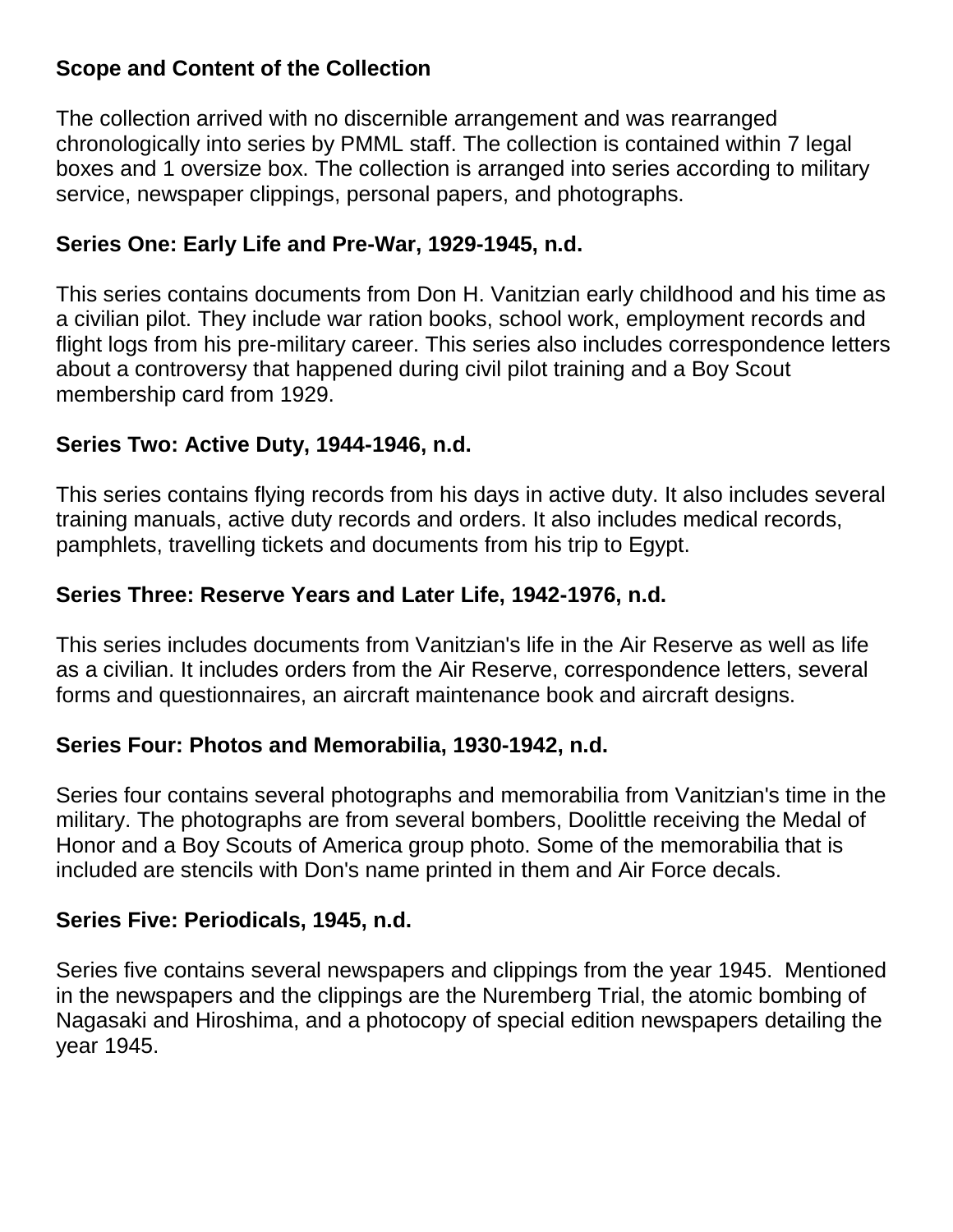## Scope and Content of the Collection

The collection arrived with no discernible arrangement and was rearranged chronologically into series by PMML staff. The collection is contained within 7 legal boxes and 1 oversize box. The collection is arranged into series according to military service, newspaper clippings, personal papers, and photographs.

### Series One: Early Life and Pre-War, 1929-1945, n.d.

This series contains documents from Don H. Vanitzian early childhood and his time as a civilian pilot. They include war ration books, school work, employment records and flight logs from his pre-military career. This series also includes correspondence letters about a controversy that happened during civil pilot training and a Boy Scout membership card from 1929.

### Series Two: Active Duty, 1944-1946, n.d.

This series contains flying records from his days in active duty. It also includes several training manuals, active duty records and orders. It also includes medical records, pamphlets, travelling tickets and documents from his trip to Egypt.

### Series Three: Reserve Years and Later Life, 1942-1976, n.d.

This series includes documents from Vanitzian's life in the Air Reserve as well as life as a civilian. It includes orders from the Air Reserve, correspondence letters, several forms and questionnaires, an aircraft maintenance book and aircraft designs.

### Series Four: Photos and Memorabilia, 1930-1942, n.d.

Series four contains several photographs and memorabilia from Vanitzian's time in the military. The photographs are from several bombers, Doolittle receiving the Medal of Honor and a Boy Scouts of America group photo. Some of the memorabilia that is included are stencils with Don's name printed in them and Air Force decals.

### Series Five: Periodicals, 1945, n.d.

Series five contains several newspapers and clippings from the year 1945. Mentioned in the newspapers and the clippings are the Nuremberg Trial, the atomic bombing of Nagasaki and Hiroshima, and a photocopy of special edition newspapers detailing the year 1945.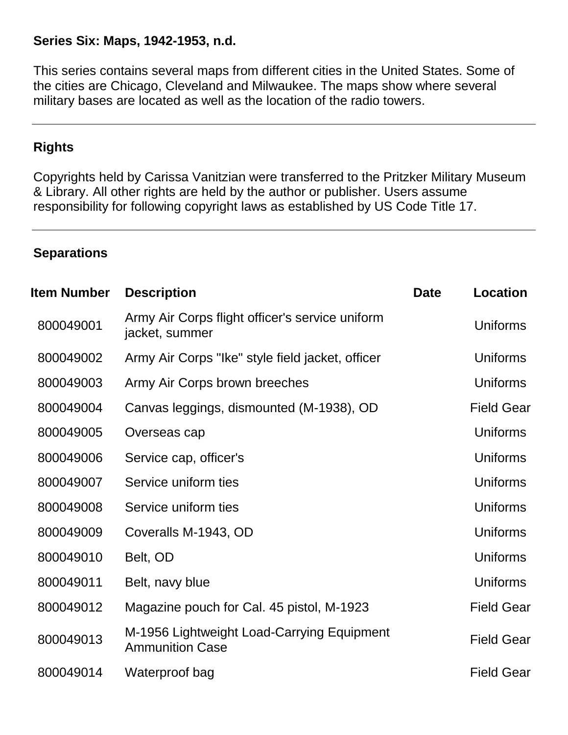**Series Six: Maps, 1942-1953, n.d.**

This series contains several maps from different cities in the United States. Some of the cities are Chicago, Cleveland and Milwaukee. The maps show where several military bases are located as well as the location of the radio towers.

---

## Rights

Copyrights held by Carissa Vanitzian were transferred to the Pritzker Military Museum & Library. All other rights are held by the author or publisher. Users assume responsibility for following copyright laws as established by US Code Title 17.

---

## Separations

| Item Number | Description | Date | Location |
|---|---|---|---|
| 800049001 | Army Air Corps flight officer's service uniform jacket, summer | | Uniforms |
| 800049002 | Army Air Corps "Ike" style field jacket, officer | | Uniforms |
| 800049003 | Army Air Corps brown breeches | | Uniforms |
| 800049004 | Canvas leggings, dismounted (M-1938), OD | | Field Gear |
| 800049005 | Overseas cap | | Uniforms |
| 800049006 | Service cap, officer's | | Uniforms |
| 800049007 | Service uniform ties | | Uniforms |
| 800049008 | Service uniform ties | | Uniforms |
| 800049009 | Coveralls M-1943, OD | | Uniforms |
| 800049010 | Belt, OD | | Uniforms |
| 800049011 | Belt, navy blue | | Uniforms |
| 800049012 | Magazine pouch for Cal. 45 pistol, M-1923 | | Field Gear |
| 800049013 | M-1956 Lightweight Load-Carrying Equipment Ammunition Case | | Field Gear |
| 800049014 | Waterproof bag | | Field Gear |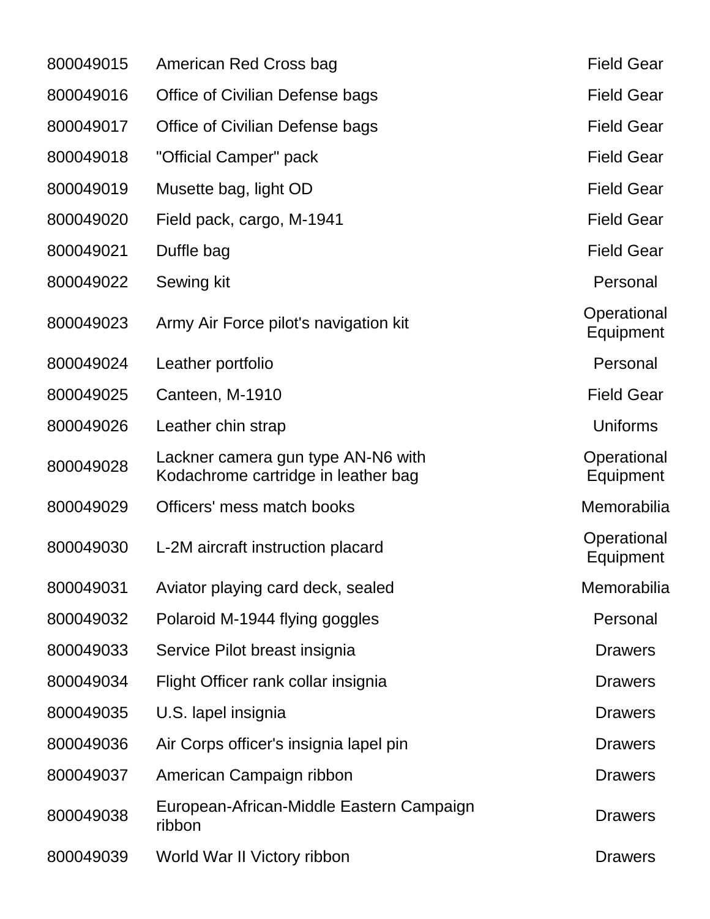| | | |
|---|---|---|
| 800049015 | American Red Cross bag | Field Gear |
| 800049016 | Office of Civilian Defense bags | Field Gear |
| 800049017 | Office of Civilian Defense bags | Field Gear |
| 800049018 | "Official Camper" pack | Field Gear |
| 800049019 | Musette bag, light OD | Field Gear |
| 800049020 | Field pack, cargo, M-1941 | Field Gear |
| 800049021 | Duffle bag | Field Gear |
| 800049022 | Sewing kit | Personal |
| 800049023 | Army Air Force pilot's navigation kit | Operational Equipment |
| 800049024 | Leather portfolio | Personal |
| 800049025 | Canteen, M-1910 | Field Gear |
| 800049026 | Leather chin strap | Uniforms |
| 800049028 | Lackner camera gun type AN-N6 with Kodachrome cartridge in leather bag | Operational Equipment |
| 800049029 | Officers' mess match books | Memorabilia |
| 800049030 | L-2M aircraft instruction placard | Operational Equipment |
| 800049031 | Aviator playing card deck, sealed | Memorabilia |
| 800049032 | Polaroid M-1944 flying goggles | Personal |
| 800049033 | Service Pilot breast insignia | Drawers |
| 800049034 | Flight Officer rank collar insignia | Drawers |
| 800049035 | U.S. lapel insignia | Drawers |
| 800049036 | Air Corps officer's insignia lapel pin | Drawers |
| 800049037 | American Campaign ribbon | Drawers |
| 800049038 | European-African-Middle Eastern Campaign ribbon | Drawers |
| 800049039 | World War II Victory ribbon | Drawers |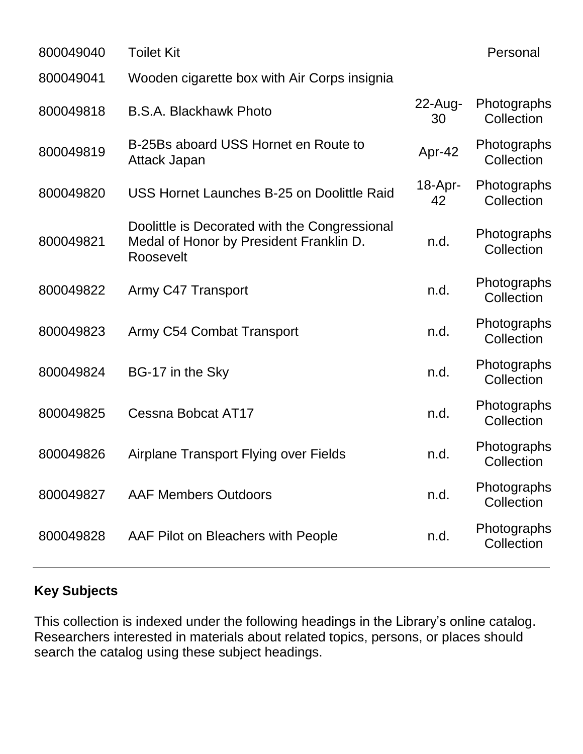| | | | |
|---|---|---|---|
| 800049040 | Toilet Kit | | Personal |
| 800049041 | Wooden cigarette box with Air Corps insignia | | |
| 800049818 | B.S.A. Blackhawk Photo | 22-Aug-30 | Photographs Collection |
| 800049819 | B-25Bs aboard USS Hornet en Route to Attack Japan | Apr-42 | Photographs Collection |
| 800049820 | USS Hornet Launches B-25 on Doolittle Raid | 18-Apr-42 | Photographs Collection |
| 800049821 | Doolittle is Decorated with the Congressional Medal of Honor by President Franklin D. Roosevelt | n.d. | Photographs Collection |
| 800049822 | Army C47 Transport | n.d. | Photographs Collection |
| 800049823 | Army C54 Combat Transport | n.d. | Photographs Collection |
| 800049824 | BG-17 in the Sky | n.d. | Photographs Collection |
| 800049825 | Cessna Bobcat AT17 | n.d. | Photographs Collection |
| 800049826 | Airplane Transport Flying over Fields | n.d. | Photographs Collection |
| 800049827 | AAF Members Outdoors | n.d. | Photographs Collection |
| 800049828 | AAF Pilot on Bleachers with People | n.d. | Photographs Collection |

## Key Subjects

This collection is indexed under the following headings in the Library's online catalog. Researchers interested in materials about related topics, persons, or places should search the catalog using these subject headings.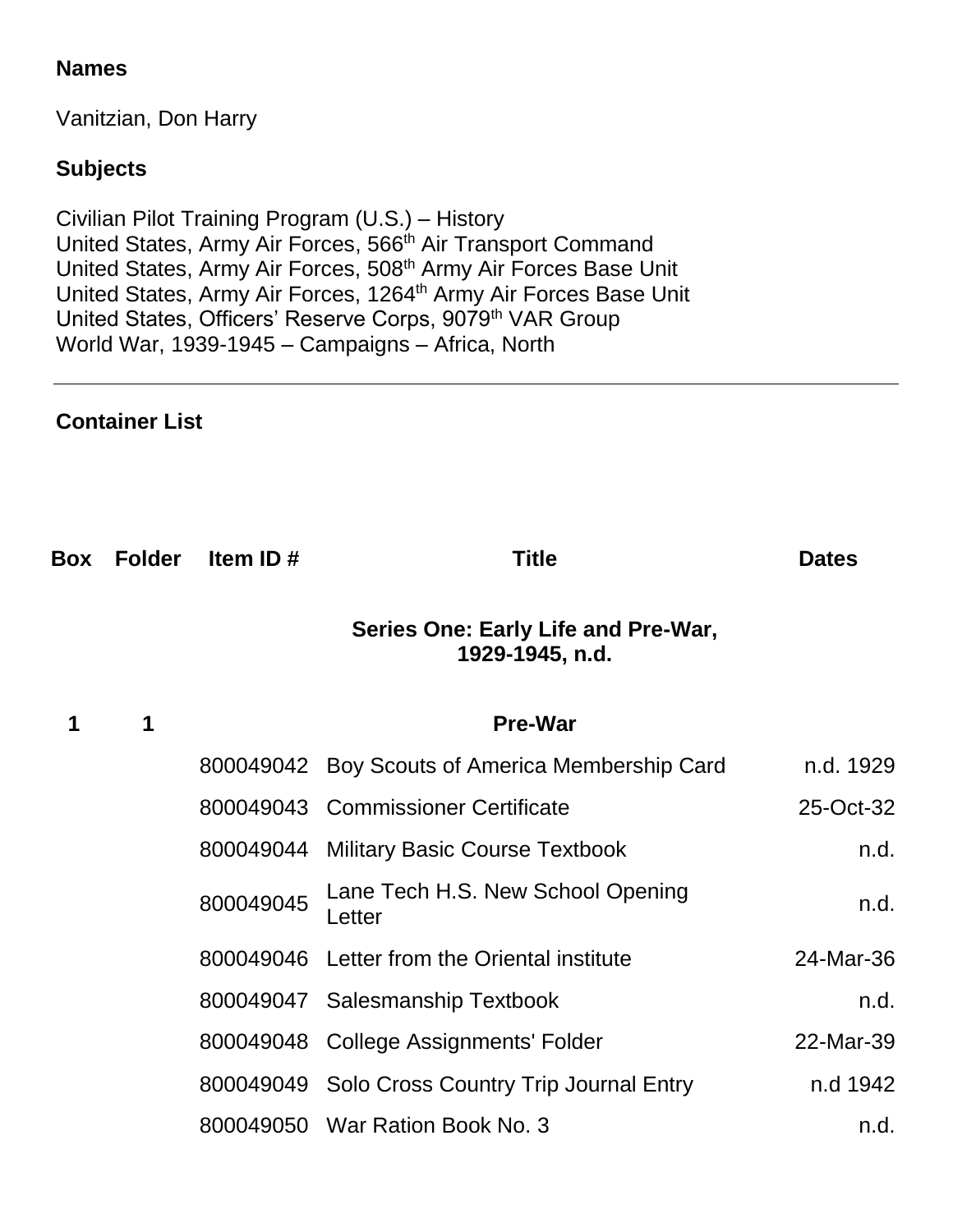**Names**

Vanitzian, Don Harry

**Subjects**

Civilian Pilot Training Program (U.S.) – History
United States, Army Air Forces, 566th Air Transport Command
United States, Army Air Forces, 508th Army Air Forces Base Unit
United States, Army Air Forces, 1264th Army Air Forces Base Unit
United States, Officers' Reserve Corps, 9079th VAR Group
World War, 1939-1945 – Campaigns – Africa, North

---

**Container List**

| Box | Folder | Item ID # | Title | Dates |
|---|---|---|---|---|
| | | | **Series One: Early Life and Pre-War, 1929-1945, n.d.** | |
| **1** | **1** | | **Pre-War** | |
| | | 800049042 | Boy Scouts of America Membership Card | n.d. 1929 |
| | | 800049043 | Commissioner Certificate | 25-Oct-32 |
| | | 800049044 | Military Basic Course Textbook | n.d. |
| | | 800049045 | Lane Tech H.S. New School Opening Letter | n.d. |
| | | 800049046 | Letter from the Oriental institute | 24-Mar-36 |
| | | 800049047 | Salesmanship Textbook | n.d. |
| | | 800049048 | College Assignments' Folder | 22-Mar-39 |
| | | 800049049 | Solo Cross Country Trip Journal Entry | n.d 1942 |
| | | 800049050 | War Ration Book No. 3 | n.d. |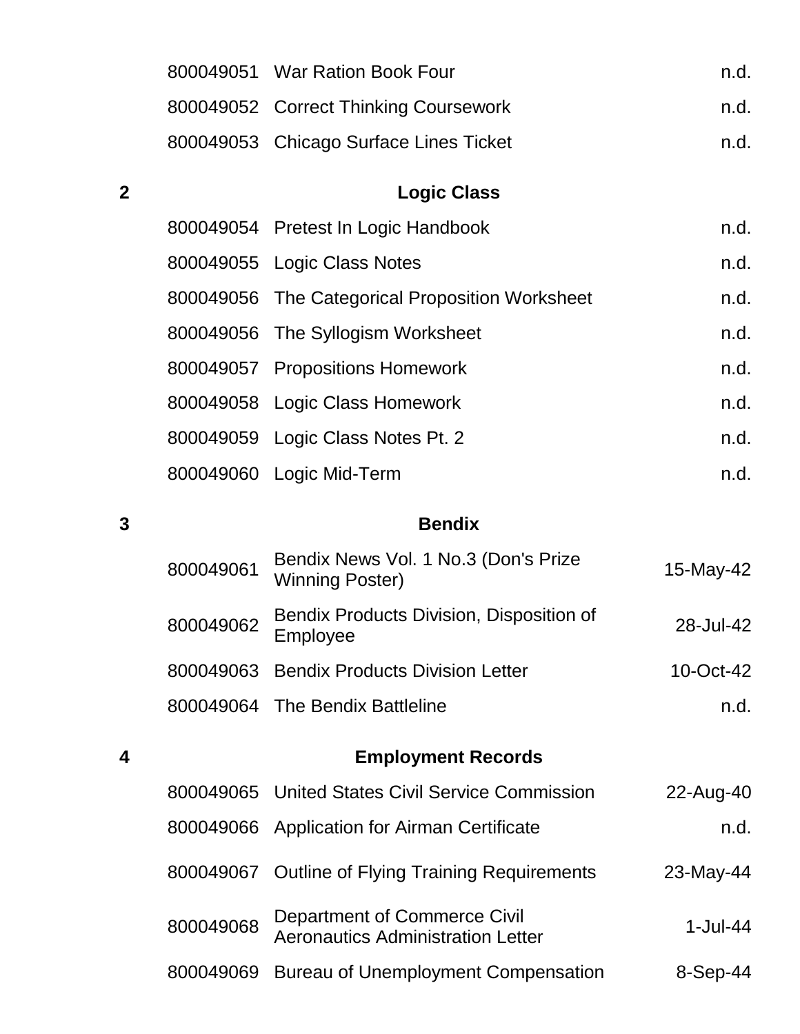| | | | |
|---|---|---|---|
| | 800049051 | War Ration Book Four | n.d. |
| | 800049052 | Correct Thinking Coursework | n.d. |
| | 800049053 | Chicago Surface Lines Ticket | n.d. |
| **2** | | **Logic Class** | |
| | 800049054 | Pretest In Logic Handbook | n.d. |
| | 800049055 | Logic Class Notes | n.d. |
| | 800049056 | The Categorical Proposition Worksheet | n.d. |
| | 800049056 | The Syllogism Worksheet | n.d. |
| | 800049057 | Propositions Homework | n.d. |
| | 800049058 | Logic Class Homework | n.d. |
| | 800049059 | Logic Class Notes Pt. 2 | n.d. |
| | 800049060 | Logic Mid-Term | n.d. |
| **3** | | **Bendix** | |
| | 800049061 | Bendix News Vol. 1 No.3 (Don's Prize Winning Poster) | 15-May-42 |
| | 800049062 | Bendix Products Division, Disposition of Employee | 28-Jul-42 |
| | 800049063 | Bendix Products Division Letter | 10-Oct-42 |
| | 800049064 | The Bendix Battleline | n.d. |
| **4** | | **Employment Records** | |
| | 800049065 | United States Civil Service Commission | 22-Aug-40 |
| | 800049066 | Application for Airman Certificate | n.d. |
| | 800049067 | Outline of Flying Training Requirements | 23-May-44 |
| | 800049068 | Department of Commerce Civil Aeronautics Administration Letter | 1-Jul-44 |
| | 800049069 | Bureau of Unemployment Compensation | 8-Sep-44 |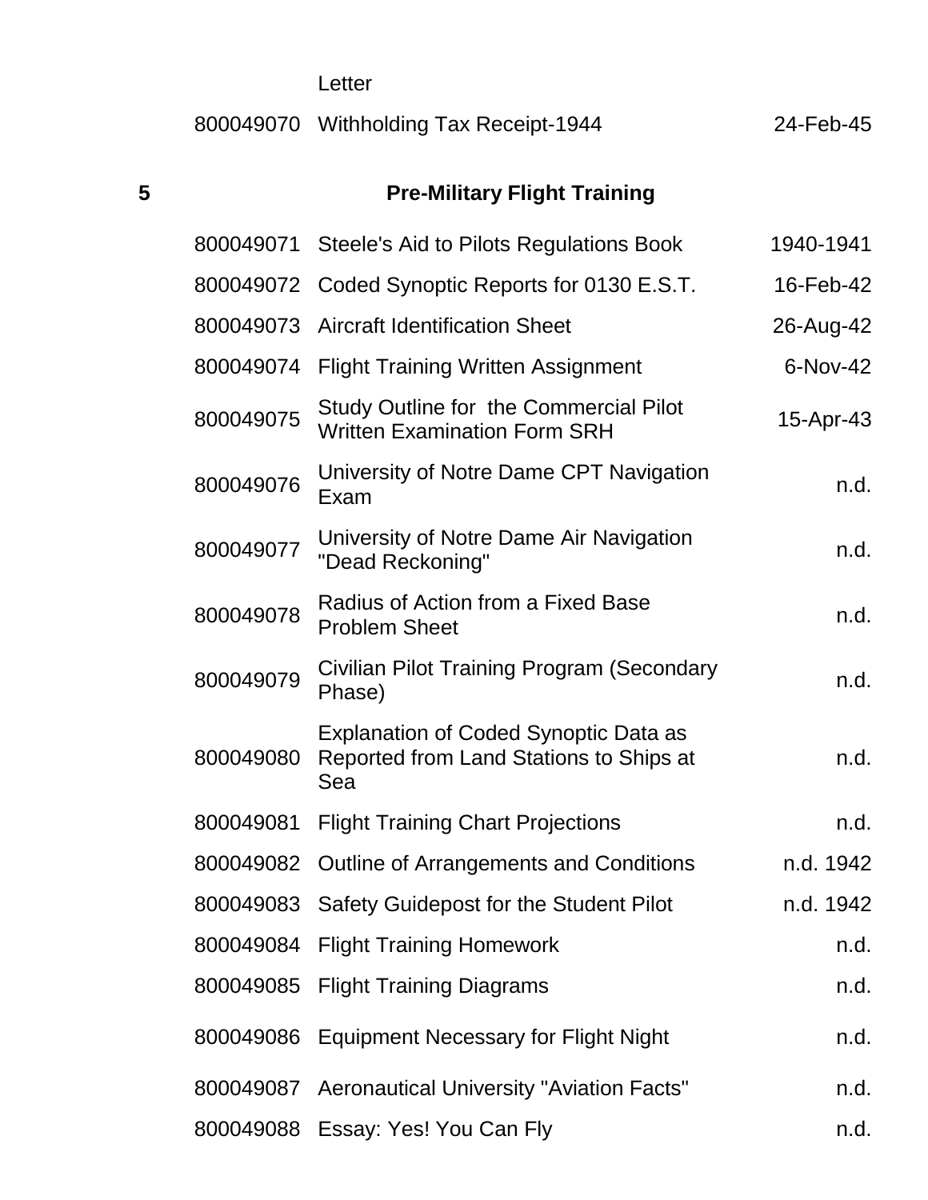| | | Letter | |
|---|---|---|---|
| | 800049070 | Withholding Tax Receipt-1944 | 24-Feb-45 |
| **5** | | **Pre-Military Flight Training** | |
| | 800049071 | Steele's Aid to Pilots Regulations Book | 1940-1941 |
| | 800049072 | Coded Synoptic Reports for 0130 E.S.T. | 16-Feb-42 |
| | 800049073 | Aircraft Identification Sheet | 26-Aug-42 |
| | 800049074 | Flight Training Written Assignment | 6-Nov-42 |
| | 800049075 | Study Outline for the Commercial Pilot Written Examination Form SRH | 15-Apr-43 |
| | 800049076 | University of Notre Dame CPT Navigation Exam | n.d. |
| | 800049077 | University of Notre Dame Air Navigation "Dead Reckoning" | n.d. |
| | 800049078 | Radius of Action from a Fixed Base Problem Sheet | n.d. |
| | 800049079 | Civilian Pilot Training Program (Secondary Phase) | n.d. |
| | 800049080 | Explanation of Coded Synoptic Data as Reported from Land Stations to Ships at Sea | n.d. |
| | 800049081 | Flight Training Chart Projections | n.d. |
| | 800049082 | Outline of Arrangements and Conditions | n.d. 1942 |
| | 800049083 | Safety Guidepost for the Student Pilot | n.d. 1942 |
| | 800049084 | Flight Training Homework | n.d. |
| | 800049085 | Flight Training Diagrams | n.d. |
| | 800049086 | Equipment Necessary for Flight Night | n.d. |
| | 800049087 | Aeronautical University "Aviation Facts" | n.d. |
| | 800049088 | Essay: Yes! You Can Fly | n.d. |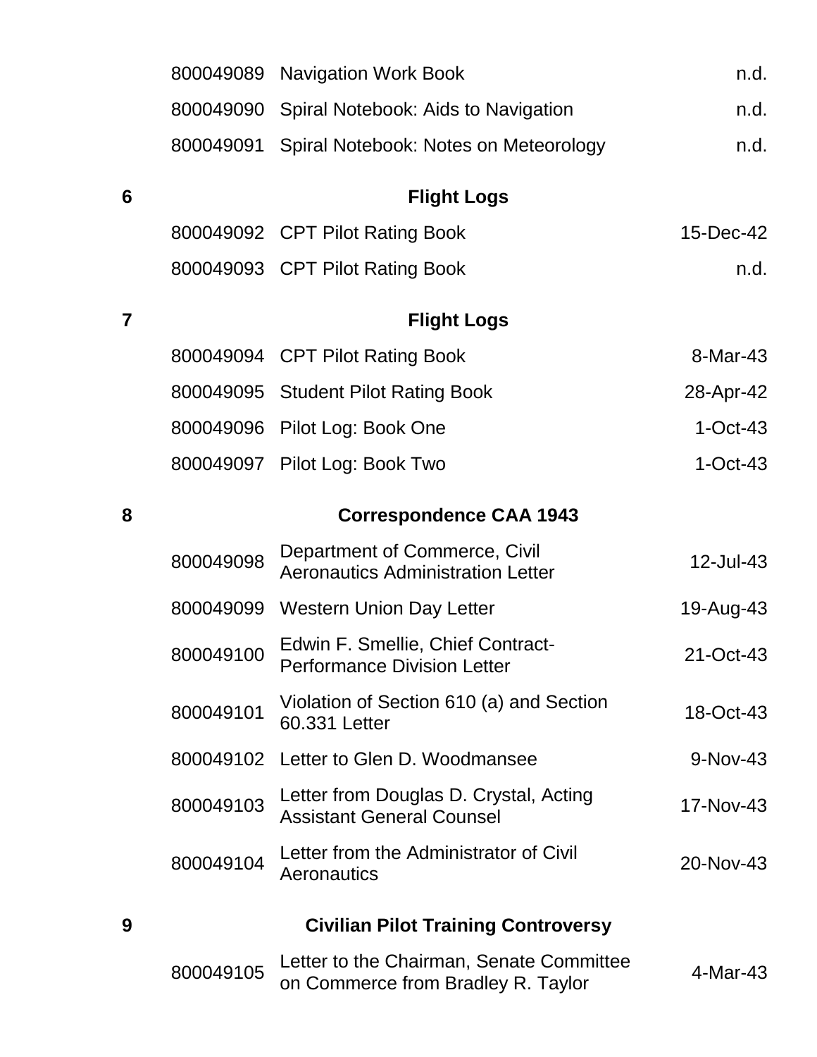| | | | |
|---|---|---|---|
| | 800049089 | Navigation Work Book | n.d. |
| | 800049090 | Spiral Notebook: Aids to Navigation | n.d. |
| | 800049091 | Spiral Notebook: Notes on Meteorology | n.d. |
| **6** | | **Flight Logs** | |
| | 800049092 | CPT Pilot Rating Book | 15-Dec-42 |
| | 800049093 | CPT Pilot Rating Book | n.d. |
| **7** | | **Flight Logs** | |
| | 800049094 | CPT Pilot Rating Book | 8-Mar-43 |
| | 800049095 | Student Pilot Rating Book | 28-Apr-42 |
| | 800049096 | Pilot Log: Book One | 1-Oct-43 |
| | 800049097 | Pilot Log: Book Two | 1-Oct-43 |
| **8** | | **Correspondence CAA 1943** | |
| | 800049098 | Department of Commerce, Civil Aeronautics Administration Letter | 12-Jul-43 |
| | 800049099 | Western Union Day Letter | 19-Aug-43 |
| | 800049100 | Edwin F. Smellie, Chief Contract-Performance Division Letter | 21-Oct-43 |
| | 800049101 | Violation of Section 610 (a) and Section 60.331 Letter | 18-Oct-43 |
| | 800049102 | Letter to Glen D. Woodmansee | 9-Nov-43 |
| | 800049103 | Letter from Douglas D. Crystal, Acting Assistant General Counsel | 17-Nov-43 |
| | 800049104 | Letter from the Administrator of Civil Aeronautics | 20-Nov-43 |
| **9** | | **Civilian Pilot Training Controversy** | |
| | 800049105 | Letter to the Chairman, Senate Committee on Commerce from Bradley R. Taylor | 4-Mar-43 |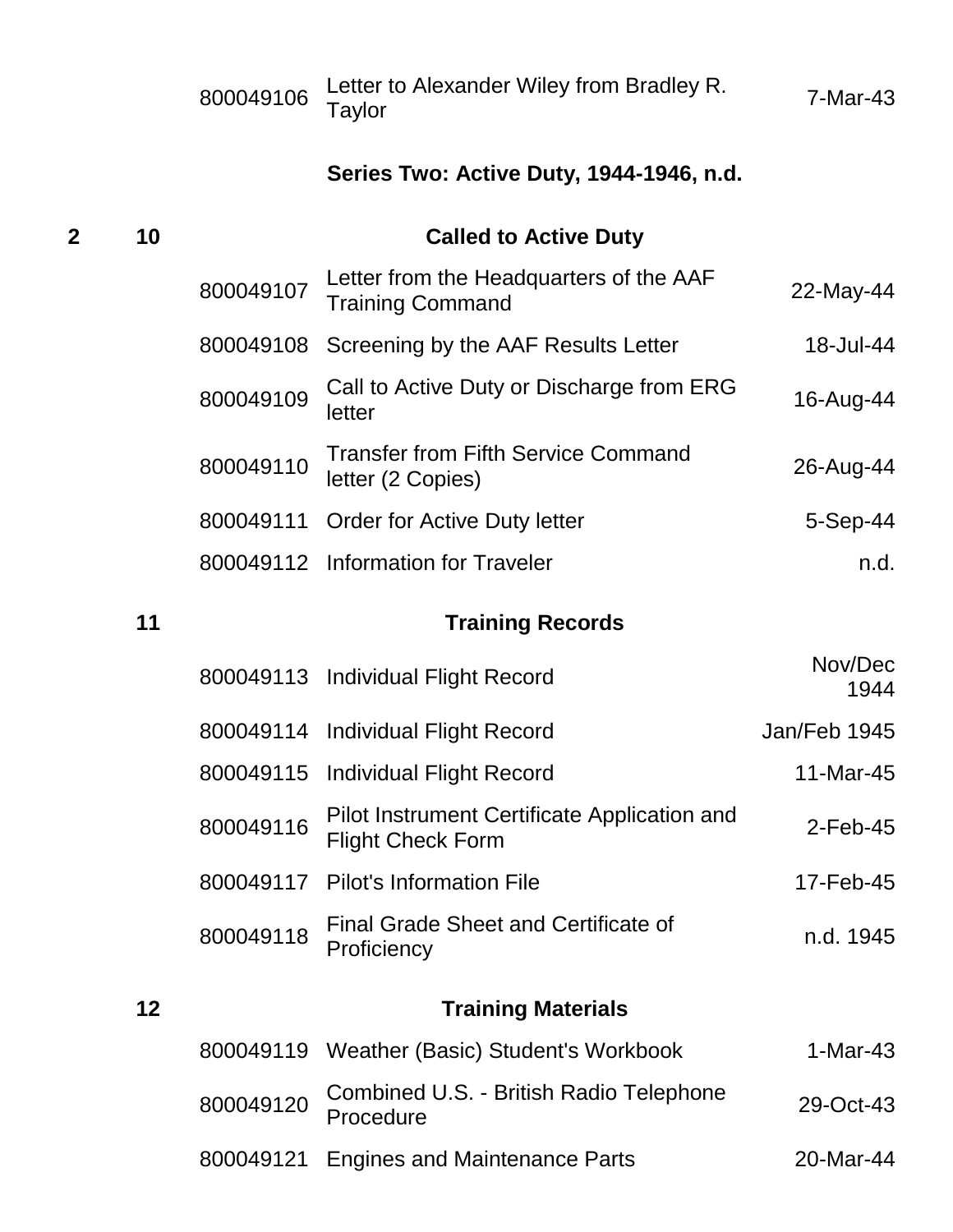| | | 800049106 | Letter to Alexander Wiley from Bradley R. Taylor | 7-Mar-43 |
|---|---|---|---|---|

**Series Two: Active Duty, 1944-1946, n.d.**

| Box | Folder | ID | Title | Date |
|---|---|---|---|---|
| 2 | 10 | | **Called to Active Duty** | |
| | | 800049107 | Letter from the Headquarters of the AAF Training Command | 22-May-44 |
| | | 800049108 | Screening by the AAF Results Letter | 18-Jul-44 |
| | | 800049109 | Call to Active Duty or Discharge from ERG letter | 16-Aug-44 |
| | | 800049110 | Transfer from Fifth Service Command letter (2 Copies) | 26-Aug-44 |
| | | 800049111 | Order for Active Duty letter | 5-Sep-44 |
| | | 800049112 | Information for Traveler | n.d. |
| | 11 | | **Training Records** | |
| | | 800049113 | Individual Flight Record | Nov/Dec 1944 |
| | | 800049114 | Individual Flight Record | Jan/Feb 1945 |
| | | 800049115 | Individual Flight Record | 11-Mar-45 |
| | | 800049116 | Pilot Instrument Certificate Application and Flight Check Form | 2-Feb-45 |
| | | 800049117 | Pilot's Information File | 17-Feb-45 |
| | | 800049118 | Final Grade Sheet and Certificate of Proficiency | n.d. 1945 |
| | 12 | | **Training Materials** | |
| | | 800049119 | Weather (Basic) Student's Workbook | 1-Mar-43 |
| | | 800049120 | Combined U.S. - British Radio Telephone Procedure | 29-Oct-43 |
| | | 800049121 | Engines and Maintenance Parts | 20-Mar-44 |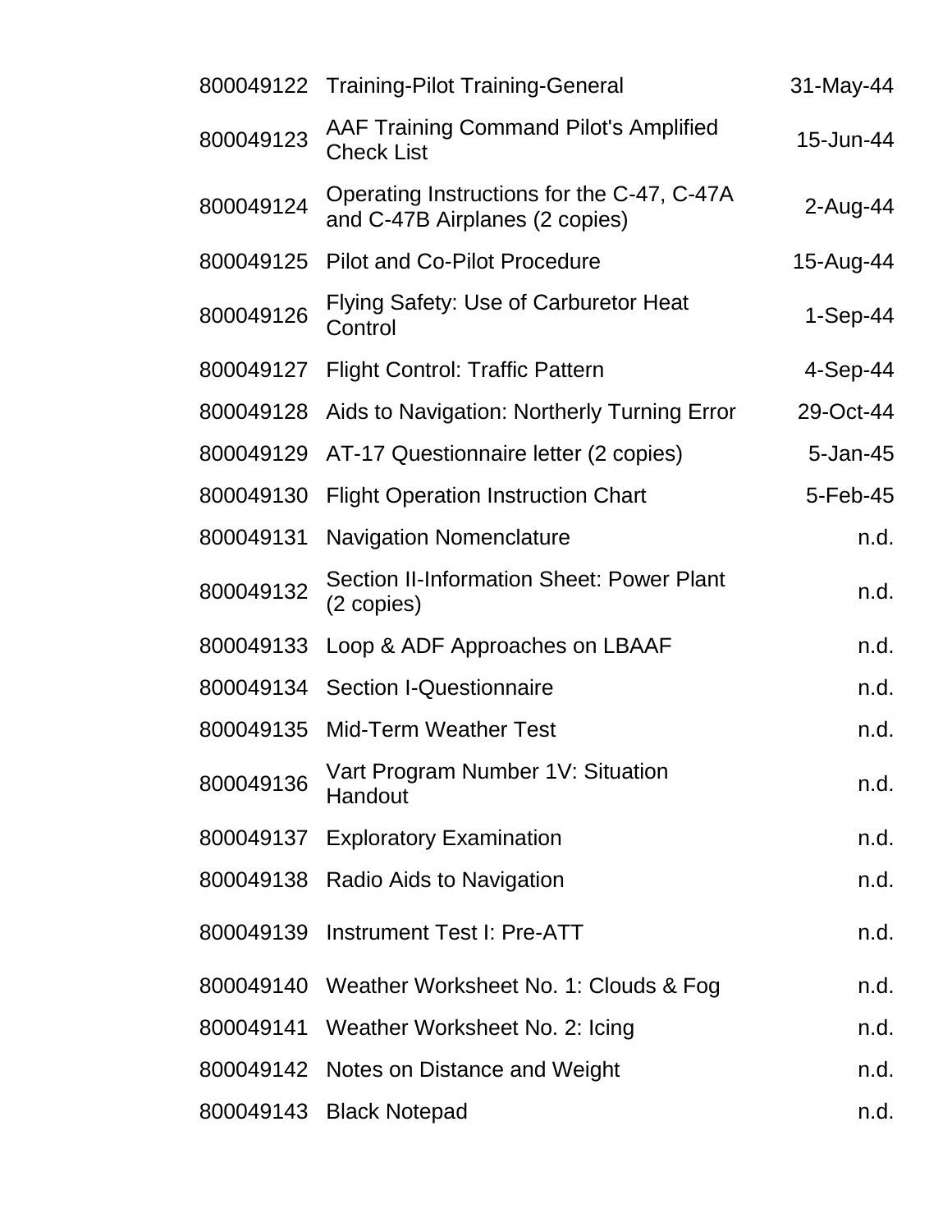| | | |
|---|---|---|
| 800049122 | Training-Pilot Training-General | 31-May-44 |
| 800049123 | AAF Training Command Pilot's Amplified Check List | 15-Jun-44 |
| 800049124 | Operating Instructions for the C-47, C-47A and C-47B Airplanes (2 copies) | 2-Aug-44 |
| 800049125 | Pilot and Co-Pilot Procedure | 15-Aug-44 |
| 800049126 | Flying Safety: Use of Carburetor Heat Control | 1-Sep-44 |
| 800049127 | Flight Control: Traffic Pattern | 4-Sep-44 |
| 800049128 | Aids to Navigation: Northerly Turning Error | 29-Oct-44 |
| 800049129 | AT-17 Questionnaire letter (2 copies) | 5-Jan-45 |
| 800049130 | Flight Operation Instruction Chart | 5-Feb-45 |
| 800049131 | Navigation Nomenclature | n.d. |
| 800049132 | Section II-Information Sheet: Power Plant (2 copies) | n.d. |
| 800049133 | Loop & ADF Approaches on LBAAF | n.d. |
| 800049134 | Section I-Questionnaire | n.d. |
| 800049135 | Mid-Term Weather Test | n.d. |
| 800049136 | Vart Program Number 1V: Situation Handout | n.d. |
| 800049137 | Exploratory Examination | n.d. |
| 800049138 | Radio Aids to Navigation | n.d. |
| 800049139 | Instrument Test I: Pre-ATT | n.d. |
| 800049140 | Weather Worksheet No. 1: Clouds & Fog | n.d. |
| 800049141 | Weather Worksheet No. 2: Icing | n.d. |
| 800049142 | Notes on Distance and Weight | n.d. |
| 800049143 | Black Notepad | n.d. |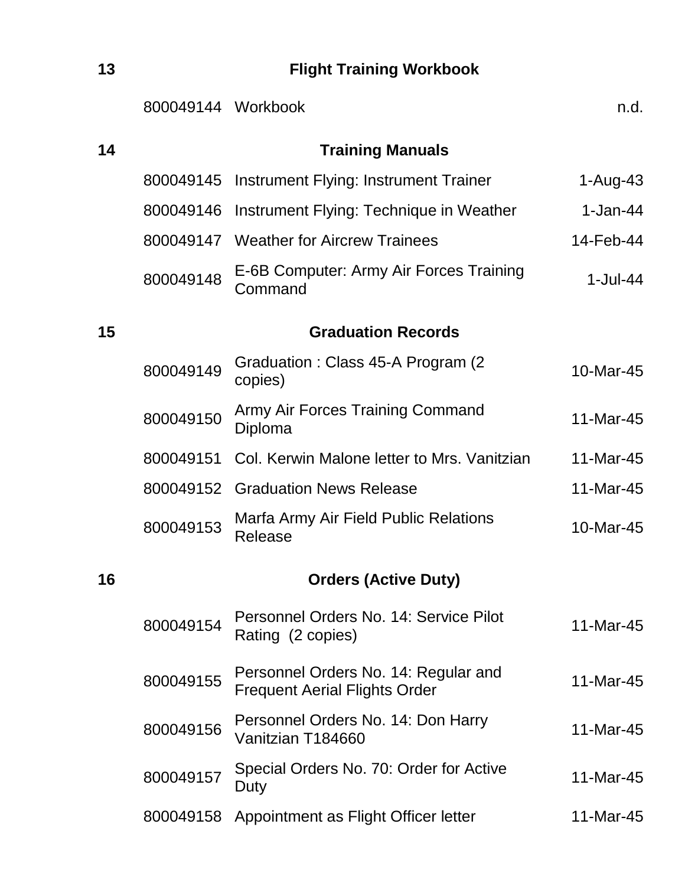## 13 Flight Training Workbook

| | | |
|---|---|---|
| 800049144 | Workbook | n.d. |

## 14 Training Manuals

| | | |
|---|---|---|
| 800049145 | Instrument Flying: Instrument Trainer | 1-Aug-43 |
| 800049146 | Instrument Flying: Technique in Weather | 1-Jan-44 |
| 800049147 | Weather for Aircrew Trainees | 14-Feb-44 |
| 800049148 | E-6B Computer: Army Air Forces Training Command | 1-Jul-44 |

## 15 Graduation Records

| | | |
|---|---|---|
| 800049149 | Graduation : Class 45-A Program (2 copies) | 10-Mar-45 |
| 800049150 | Army Air Forces Training Command Diploma | 11-Mar-45 |
| 800049151 | Col. Kerwin Malone letter to Mrs. Vanitzian | 11-Mar-45 |
| 800049152 | Graduation News Release | 11-Mar-45 |
| 800049153 | Marfa Army Air Field Public Relations Release | 10-Mar-45 |

## 16 Orders (Active Duty)

| | | |
|---|---|---|
| 800049154 | Personnel Orders No. 14: Service Pilot Rating (2 copies) | 11-Mar-45 |
| 800049155 | Personnel Orders No. 14: Regular and Frequent Aerial Flights Order | 11-Mar-45 |
| 800049156 | Personnel Orders No. 14: Don Harry Vanitzian T184660 | 11-Mar-45 |
| 800049157 | Special Orders No. 70: Order for Active Duty | 11-Mar-45 |
| 800049158 | Appointment as Flight Officer letter | 11-Mar-45 |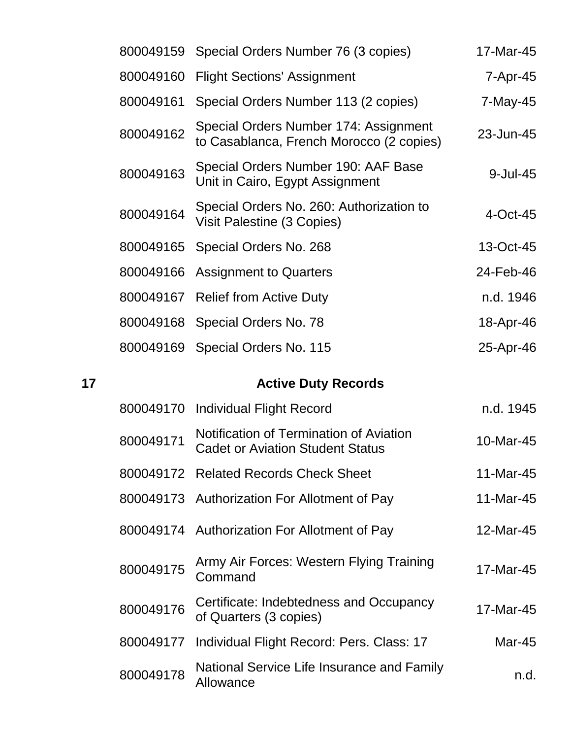| | | |
|---|---|---|
| 800049159 | Special Orders Number 76 (3 copies) | 17-Mar-45 |
| 800049160 | Flight Sections' Assignment | 7-Apr-45 |
| 800049161 | Special Orders Number 113 (2 copies) | 7-May-45 |
| 800049162 | Special Orders Number 174: Assignment to Casablanca, French Morocco (2 copies) | 23-Jun-45 |
| 800049163 | Special Orders Number 190: AAF Base Unit in Cairo, Egypt Assignment | 9-Jul-45 |
| 800049164 | Special Orders No. 260: Authorization to Visit Palestine (3 Copies) | 4-Oct-45 |
| 800049165 | Special Orders No. 268 | 13-Oct-45 |
| 800049166 | Assignment to Quarters | 24-Feb-46 |
| 800049167 | Relief from Active Duty | n.d. 1946 |
| 800049168 | Special Orders No. 78 | 18-Apr-46 |
| 800049169 | Special Orders No. 115 | 25-Apr-46 |

**17** **Active Duty Records**

| | | |
|---|---|---|
| 800049170 | Individual Flight Record | n.d. 1945 |
| 800049171 | Notification of Termination of Aviation Cadet or Aviation Student Status | 10-Mar-45 |
| 800049172 | Related Records Check Sheet | 11-Mar-45 |
| 800049173 | Authorization For Allotment of Pay | 11-Mar-45 |
| 800049174 | Authorization For Allotment of Pay | 12-Mar-45 |
| 800049175 | Army Air Forces: Western Flying Training Command | 17-Mar-45 |
| 800049176 | Certificate: Indebtedness and Occupancy of Quarters (3 copies) | 17-Mar-45 |
| 800049177 | Individual Flight Record: Pers. Class: 17 | Mar-45 |
| 800049178 | National Service Life Insurance and Family Allowance | n.d. |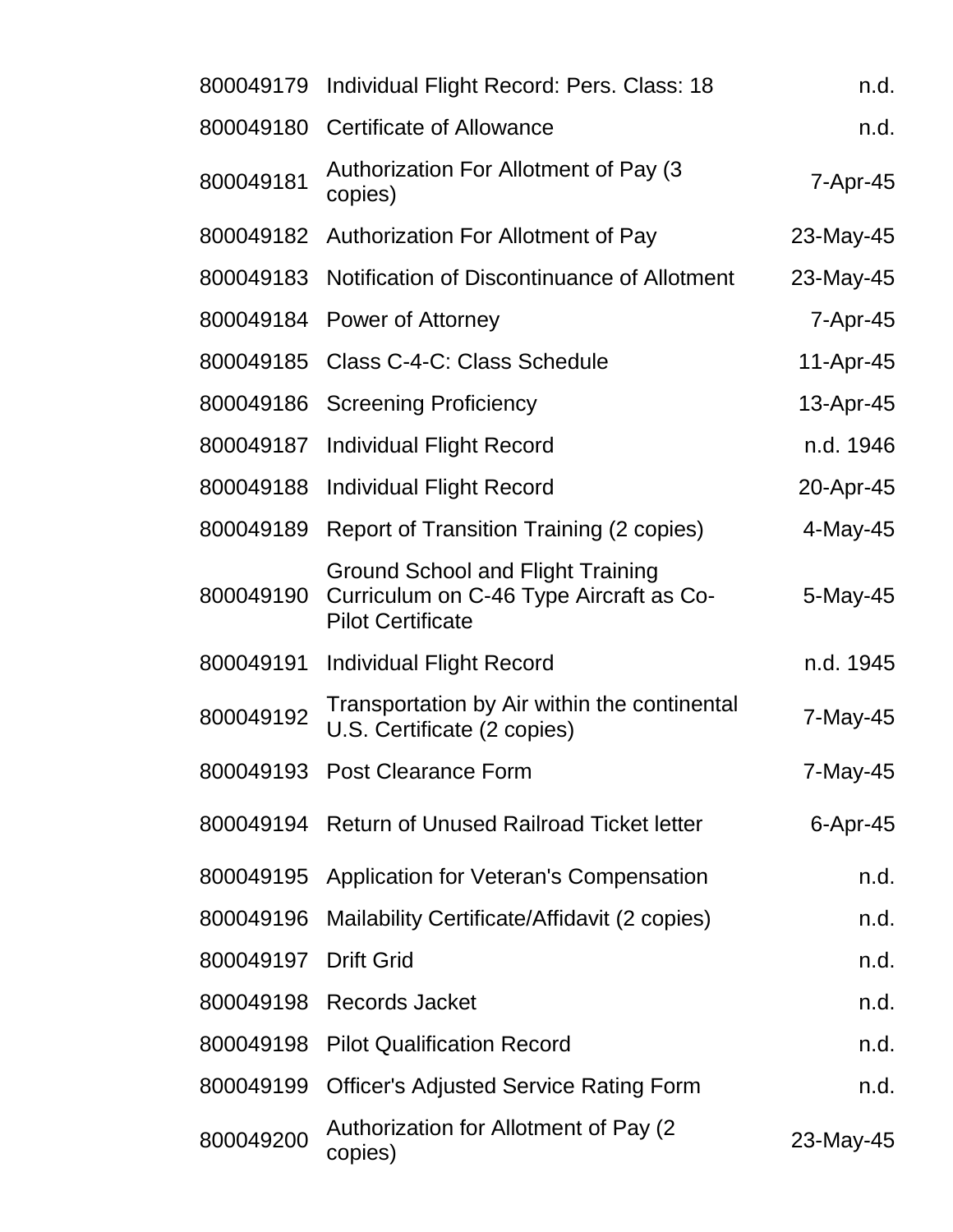| | | |
|---|---|---|
| 800049179 | Individual Flight Record: Pers. Class: 18 | n.d. |
| 800049180 | Certificate of Allowance | n.d. |
| 800049181 | Authorization For Allotment of Pay (3 copies) | 7-Apr-45 |
| 800049182 | Authorization For Allotment of Pay | 23-May-45 |
| 800049183 | Notification of Discontinuance of Allotment | 23-May-45 |
| 800049184 | Power of Attorney | 7-Apr-45 |
| 800049185 | Class C-4-C: Class Schedule | 11-Apr-45 |
| 800049186 | Screening Proficiency | 13-Apr-45 |
| 800049187 | Individual Flight Record | n.d. 1946 |
| 800049188 | Individual Flight Record | 20-Apr-45 |
| 800049189 | Report of Transition Training (2 copies) | 4-May-45 |
| 800049190 | Ground School and Flight Training Curriculum on C-46 Type Aircraft as Co-Pilot Certificate | 5-May-45 |
| 800049191 | Individual Flight Record | n.d. 1945 |
| 800049192 | Transportation by Air within the continental U.S. Certificate (2 copies) | 7-May-45 |
| 800049193 | Post Clearance Form | 7-May-45 |
| 800049194 | Return of Unused Railroad Ticket letter | 6-Apr-45 |
| 800049195 | Application for Veteran's Compensation | n.d. |
| 800049196 | Mailability Certificate/Affidavit (2 copies) | n.d. |
| 800049197 | Drift Grid | n.d. |
| 800049198 | Records Jacket | n.d. |
| 800049198 | Pilot Qualification Record | n.d. |
| 800049199 | Officer's Adjusted Service Rating Form | n.d. |
| 800049200 | Authorization for Allotment of Pay (2 copies) | 23-May-45 |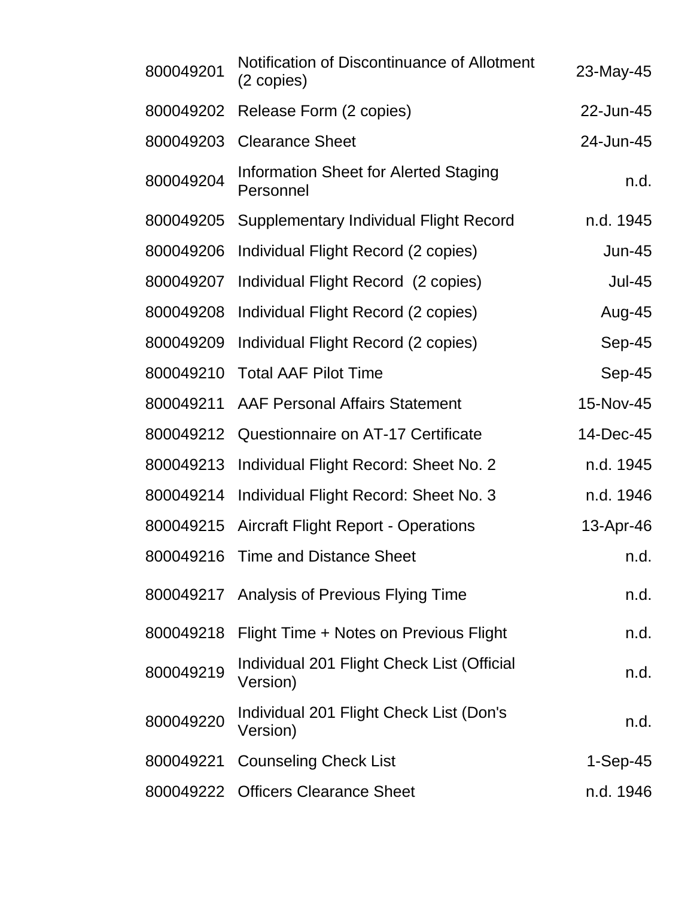| | | |
|---|---|---|
| 800049201 | Notification of Discontinuance of Allotment (2 copies) | 23-May-45 |
| 800049202 | Release Form (2 copies) | 22-Jun-45 |
| 800049203 | Clearance Sheet | 24-Jun-45 |
| 800049204 | Information Sheet for Alerted Staging Personnel | n.d. |
| 800049205 | Supplementary Individual Flight Record | n.d. 1945 |
| 800049206 | Individual Flight Record (2 copies) | Jun-45 |
| 800049207 | Individual Flight Record  (2 copies) | Jul-45 |
| 800049208 | Individual Flight Record (2 copies) | Aug-45 |
| 800049209 | Individual Flight Record (2 copies) | Sep-45 |
| 800049210 | Total AAF Pilot Time | Sep-45 |
| 800049211 | AAF Personal Affairs Statement | 15-Nov-45 |
| 800049212 | Questionnaire on AT-17 Certificate | 14-Dec-45 |
| 800049213 | Individual Flight Record: Sheet No. 2 | n.d. 1945 |
| 800049214 | Individual Flight Record: Sheet No. 3 | n.d. 1946 |
| 800049215 | Aircraft Flight Report - Operations | 13-Apr-46 |
| 800049216 | Time and Distance Sheet | n.d. |
| 800049217 | Analysis of Previous Flying Time | n.d. |
| 800049218 | Flight Time + Notes on Previous Flight | n.d. |
| 800049219 | Individual 201 Flight Check List (Official Version) | n.d. |
| 800049220 | Individual 201 Flight Check List (Don's Version) | n.d. |
| 800049221 | Counseling Check List | 1-Sep-45 |
| 800049222 | Officers Clearance Sheet | n.d. 1946 |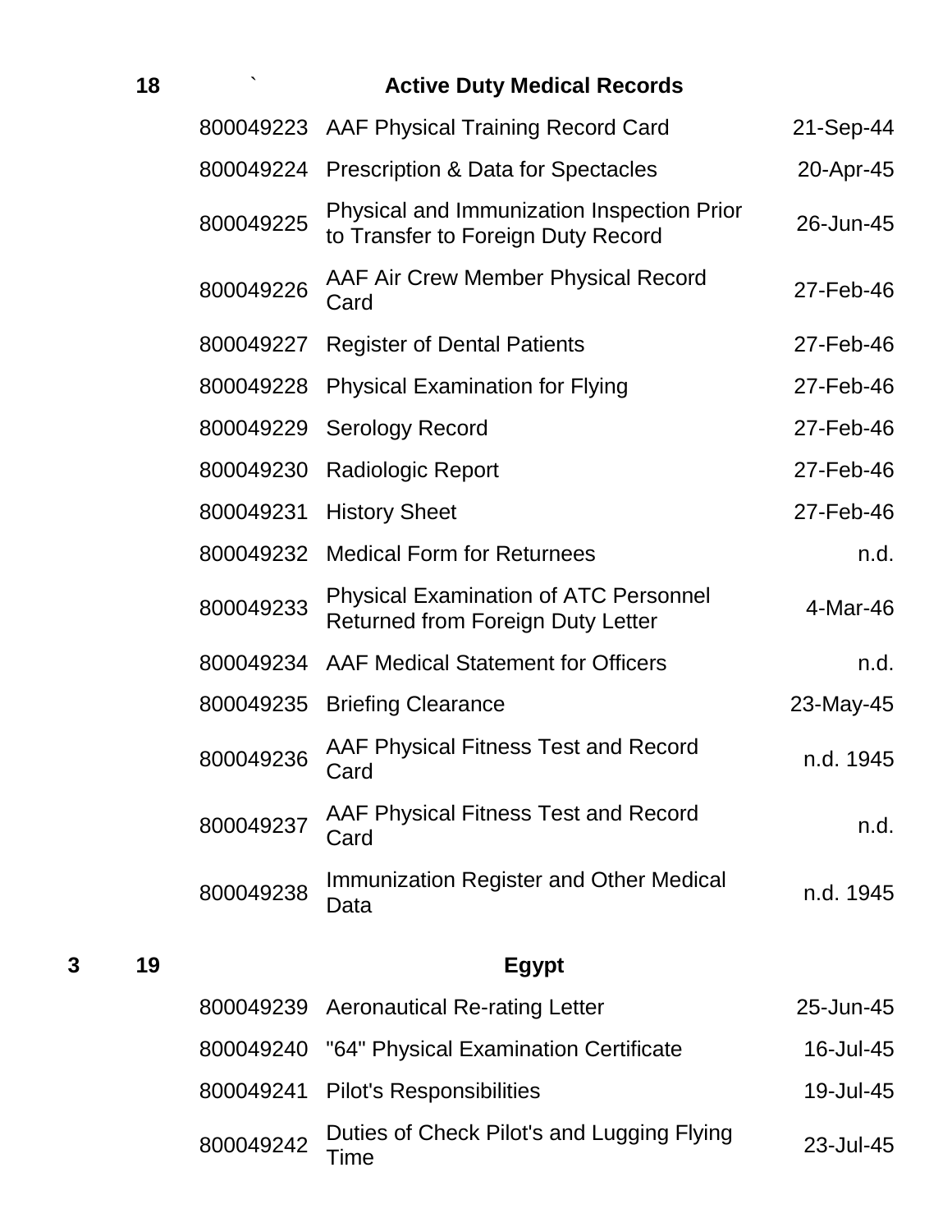| | | | | |
|---|---|---|---|---|
| | 18 | ` | **Active Duty Medical Records** | |
| | | 800049223 | AAF Physical Training Record Card | 21-Sep-44 |
| | | 800049224 | Prescription & Data for Spectacles | 20-Apr-45 |
| | | 800049225 | Physical and Immunization Inspection Prior to Transfer to Foreign Duty Record | 26-Jun-45 |
| | | 800049226 | AAF Air Crew Member Physical Record Card | 27-Feb-46 |
| | | 800049227 | Register of Dental Patients | 27-Feb-46 |
| | | 800049228 | Physical Examination for Flying | 27-Feb-46 |
| | | 800049229 | Serology Record | 27-Feb-46 |
| | | 800049230 | Radiologic Report | 27-Feb-46 |
| | | 800049231 | History Sheet | 27-Feb-46 |
| | | 800049232 | Medical Form for Returnees | n.d. |
| | | 800049233 | Physical Examination of ATC Personnel Returned from Foreign Duty Letter | 4-Mar-46 |
| | | 800049234 | AAF Medical Statement for Officers | n.d. |
| | | 800049235 | Briefing Clearance | 23-May-45 |
| | | 800049236 | AAF Physical Fitness Test and Record Card | n.d. 1945 |
| | | 800049237 | AAF Physical Fitness Test and Record Card | n.d. |
| | | 800049238 | Immunization Register and Other Medical Data | n.d. 1945 |
| 3 | 19 | | **Egypt** | |
| | | 800049239 | Aeronautical Re-rating Letter | 25-Jun-45 |
| | | 800049240 | "64" Physical Examination Certificate | 16-Jul-45 |
| | | 800049241 | Pilot's Responsibilities | 19-Jul-45 |
| | | 800049242 | Duties of Check Pilot's and Lugging Flying Time | 23-Jul-45 |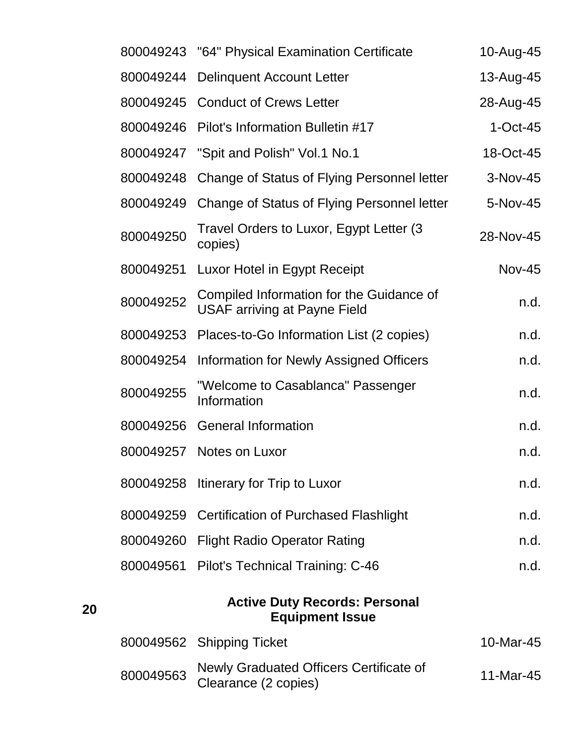| | | |
|---|---|---|
| 800049243 | "64" Physical Examination Certificate | 10-Aug-45 |
| 800049244 | Delinquent Account Letter | 13-Aug-45 |
| 800049245 | Conduct of Crews Letter | 28-Aug-45 |
| 800049246 | Pilot's Information Bulletin #17 | 1-Oct-45 |
| 800049247 | "Spit and Polish" Vol.1 No.1 | 18-Oct-45 |
| 800049248 | Change of Status of Flying Personnel letter | 3-Nov-45 |
| 800049249 | Change of Status of Flying Personnel letter | 5-Nov-45 |
| 800049250 | Travel Orders to Luxor, Egypt Letter (3 copies) | 28-Nov-45 |
| 800049251 | Luxor Hotel in Egypt Receipt | Nov-45 |
| 800049252 | Compiled Information for the Guidance of USAF arriving at Payne Field | n.d. |
| 800049253 | Places-to-Go Information List (2 copies) | n.d. |
| 800049254 | Information for Newly Assigned Officers | n.d. |
| 800049255 | "Welcome to Casablanca" Passenger Information | n.d. |
| 800049256 | General Information | n.d. |
| 800049257 | Notes on Luxor | n.d. |
| 800049258 | Itinerary for Trip to Luxor | n.d. |
| 800049259 | Certification of Purchased Flashlight | n.d. |
| 800049260 | Flight Radio Operator Rating | n.d. |
| 800049561 | Pilot's Technical Training: C-46 | n.d. |

**20** **Active Duty Records: Personal Equipment Issue**

| | | |
|---|---|---|
| 800049562 | Shipping Ticket | 10-Mar-45 |
| 800049563 | Newly Graduated Officers Certificate of Clearance (2 copies) | 11-Mar-45 |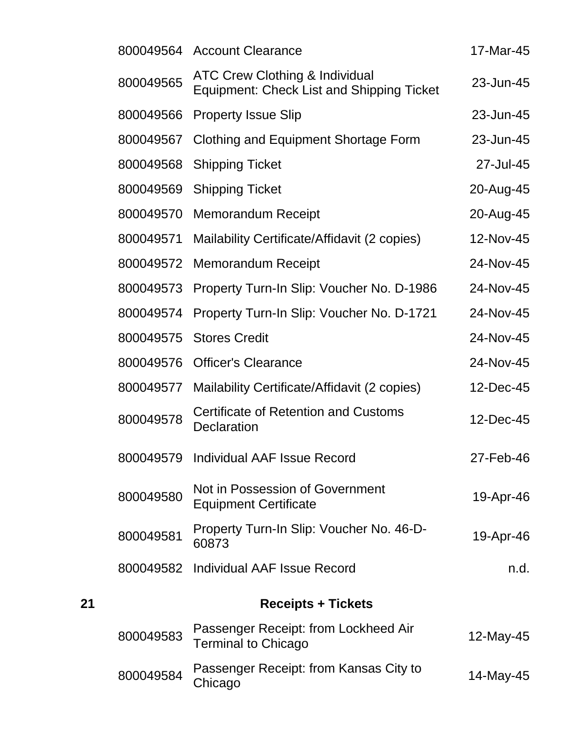| | | |
|---|---|---|
| 800049564 | Account Clearance | 17-Mar-45 |
| 800049565 | ATC Crew Clothing & Individual Equipment: Check List and Shipping Ticket | 23-Jun-45 |
| 800049566 | Property Issue Slip | 23-Jun-45 |
| 800049567 | Clothing and Equipment Shortage Form | 23-Jun-45 |
| 800049568 | Shipping Ticket | 27-Jul-45 |
| 800049569 | Shipping Ticket | 20-Aug-45 |
| 800049570 | Memorandum Receipt | 20-Aug-45 |
| 800049571 | Mailability Certificate/Affidavit (2 copies) | 12-Nov-45 |
| 800049572 | Memorandum Receipt | 24-Nov-45 |
| 800049573 | Property Turn-In Slip: Voucher No. D-1986 | 24-Nov-45 |
| 800049574 | Property Turn-In Slip: Voucher No. D-1721 | 24-Nov-45 |
| 800049575 | Stores Credit | 24-Nov-45 |
| 800049576 | Officer's Clearance | 24-Nov-45 |
| 800049577 | Mailability Certificate/Affidavit (2 copies) | 12-Dec-45 |
| 800049578 | Certificate of Retention and Customs Declaration | 12-Dec-45 |
| 800049579 | Individual AAF Issue Record | 27-Feb-46 |
| 800049580 | Not in Possession of Government Equipment Certificate | 19-Apr-46 |
| 800049581 | Property Turn-In Slip: Voucher No. 46-D-60873 | 19-Apr-46 |
| 800049582 | Individual AAF Issue Record | n.d. |

**21 Receipts + Tickets**

| | | |
|---|---|---|
| 800049583 | Passenger Receipt: from Lockheed Air Terminal to Chicago | 12-May-45 |
| 800049584 | Passenger Receipt: from Kansas City to Chicago | 14-May-45 |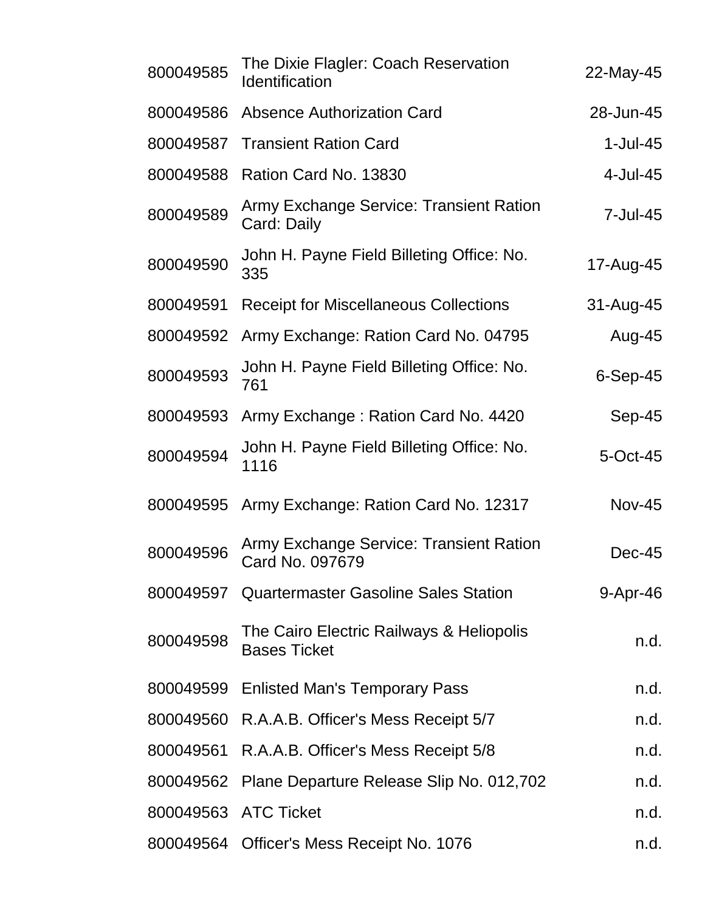| | | |
|---|---|---|
| 800049585 | The Dixie Flagler: Coach Reservation Identification | 22-May-45 |
| 800049586 | Absence Authorization Card | 28-Jun-45 |
| 800049587 | Transient Ration Card | 1-Jul-45 |
| 800049588 | Ration Card No. 13830 | 4-Jul-45 |
| 800049589 | Army Exchange Service: Transient Ration Card: Daily | 7-Jul-45 |
| 800049590 | John H. Payne Field Billeting Office: No. 335 | 17-Aug-45 |
| 800049591 | Receipt for Miscellaneous Collections | 31-Aug-45 |
| 800049592 | Army Exchange: Ration Card No. 04795 | Aug-45 |
| 800049593 | John H. Payne Field Billeting Office: No. 761 | 6-Sep-45 |
| 800049593 | Army Exchange : Ration Card No. 4420 | Sep-45 |
| 800049594 | John H. Payne Field Billeting Office: No. 1116 | 5-Oct-45 |
| 800049595 | Army Exchange: Ration Card No. 12317 | Nov-45 |
| 800049596 | Army Exchange Service: Transient Ration Card No. 097679 | Dec-45 |
| 800049597 | Quartermaster Gasoline Sales Station | 9-Apr-46 |
| 800049598 | The Cairo Electric Railways & Heliopolis Bases Ticket | n.d. |
| 800049599 | Enlisted Man's Temporary Pass | n.d. |
| 800049560 | R.A.A.B. Officer's Mess Receipt 5/7 | n.d. |
| 800049561 | R.A.A.B. Officer's Mess Receipt 5/8 | n.d. |
| 800049562 | Plane Departure Release Slip No. 012,702 | n.d. |
| 800049563 | ATC Ticket | n.d. |
| 800049564 | Officer's Mess Receipt No. 1076 | n.d. |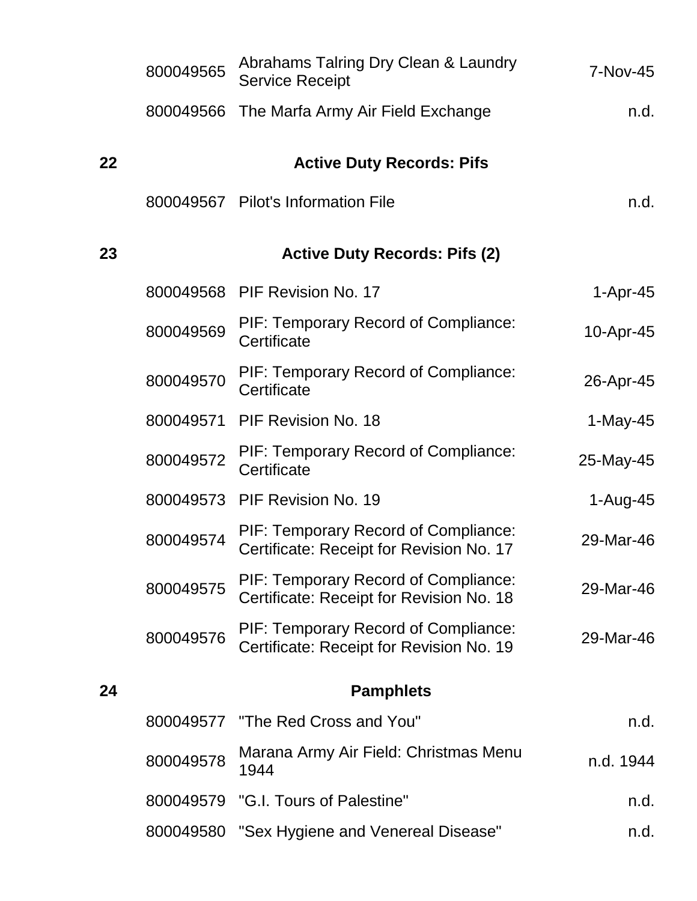| | | | |
|---|---|---|---|
| | 800049565 | Abrahams Talring Dry Clean & Laundry Service Receipt | 7-Nov-45 |
| | 800049566 | The Marfa Army Air Field Exchange | n.d. |
| **22** | | **Active Duty Records: Pifs** | |
| | 800049567 | Pilot's Information File | n.d. |
| **23** | | **Active Duty Records: Pifs (2)** | |
| | 800049568 | PIF Revision No. 17 | 1-Apr-45 |
| | 800049569 | PIF: Temporary Record of Compliance: Certificate | 10-Apr-45 |
| | 800049570 | PIF: Temporary Record of Compliance: Certificate | 26-Apr-45 |
| | 800049571 | PIF Revision No. 18 | 1-May-45 |
| | 800049572 | PIF: Temporary Record of Compliance: Certificate | 25-May-45 |
| | 800049573 | PIF Revision No. 19 | 1-Aug-45 |
| | 800049574 | PIF: Temporary Record of Compliance: Certificate: Receipt for Revision No. 17 | 29-Mar-46 |
| | 800049575 | PIF: Temporary Record of Compliance: Certificate: Receipt for Revision No. 18 | 29-Mar-46 |
| | 800049576 | PIF: Temporary Record of Compliance: Certificate: Receipt for Revision No. 19 | 29-Mar-46 |
| **24** | | **Pamphlets** | |
| | 800049577 | "The Red Cross and You" | n.d. |
| | 800049578 | Marana Army Air Field: Christmas Menu 1944 | n.d. 1944 |
| | 800049579 | "G.I. Tours of Palestine" | n.d. |
| | 800049580 | "Sex Hygiene and Venereal Disease" | n.d. |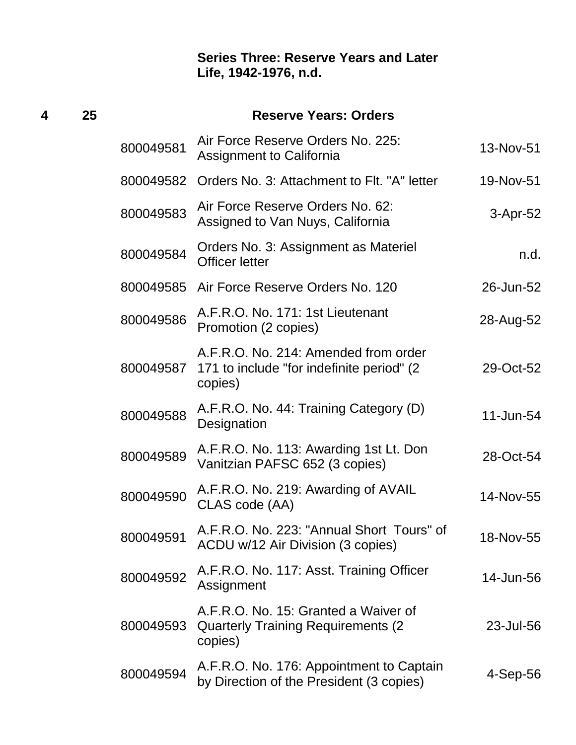**Series Three: Reserve Years and Later Life, 1942-1976, n.d.**

| | | | | |
|---|---|---|---|---|
| **4** | **25** | | **Reserve Years: Orders** | |
| | | 800049581 | Air Force Reserve Orders No. 225: Assignment to California | 13-Nov-51 |
| | | 800049582 | Orders No. 3: Attachment to Flt. "A" letter | 19-Nov-51 |
| | | 800049583 | Air Force Reserve Orders No. 62: Assigned to Van Nuys, California | 3-Apr-52 |
| | | 800049584 | Orders No. 3: Assignment as Materiel Officer letter | n.d. |
| | | 800049585 | Air Force Reserve Orders No. 120 | 26-Jun-52 |
| | | 800049586 | A.F.R.O. No. 171: 1st Lieutenant Promotion (2 copies) | 28-Aug-52 |
| | | 800049587 | A.F.R.O. No. 214: Amended from order 171 to include "for indefinite period" (2 copies) | 29-Oct-52 |
| | | 800049588 | A.F.R.O. No. 44: Training Category (D) Designation | 11-Jun-54 |
| | | 800049589 | A.F.R.O. No. 113: Awarding 1st Lt. Don Vanitzian PAFSC 652 (3 copies) | 28-Oct-54 |
| | | 800049590 | A.F.R.O. No. 219: Awarding of AVAIL CLAS code (AA) | 14-Nov-55 |
| | | 800049591 | A.F.R.O. No. 223: "Annual Short Tours" of ACDU w/12 Air Division (3 copies) | 18-Nov-55 |
| | | 800049592 | A.F.R.O. No. 117: Asst. Training Officer Assignment | 14-Jun-56 |
| | | 800049593 | A.F.R.O. No. 15: Granted a Waiver of Quarterly Training Requirements (2 copies) | 23-Jul-56 |
| | | 800049594 | A.F.R.O. No. 176: Appointment to Captain by Direction of the President (3 copies) | 4-Sep-56 |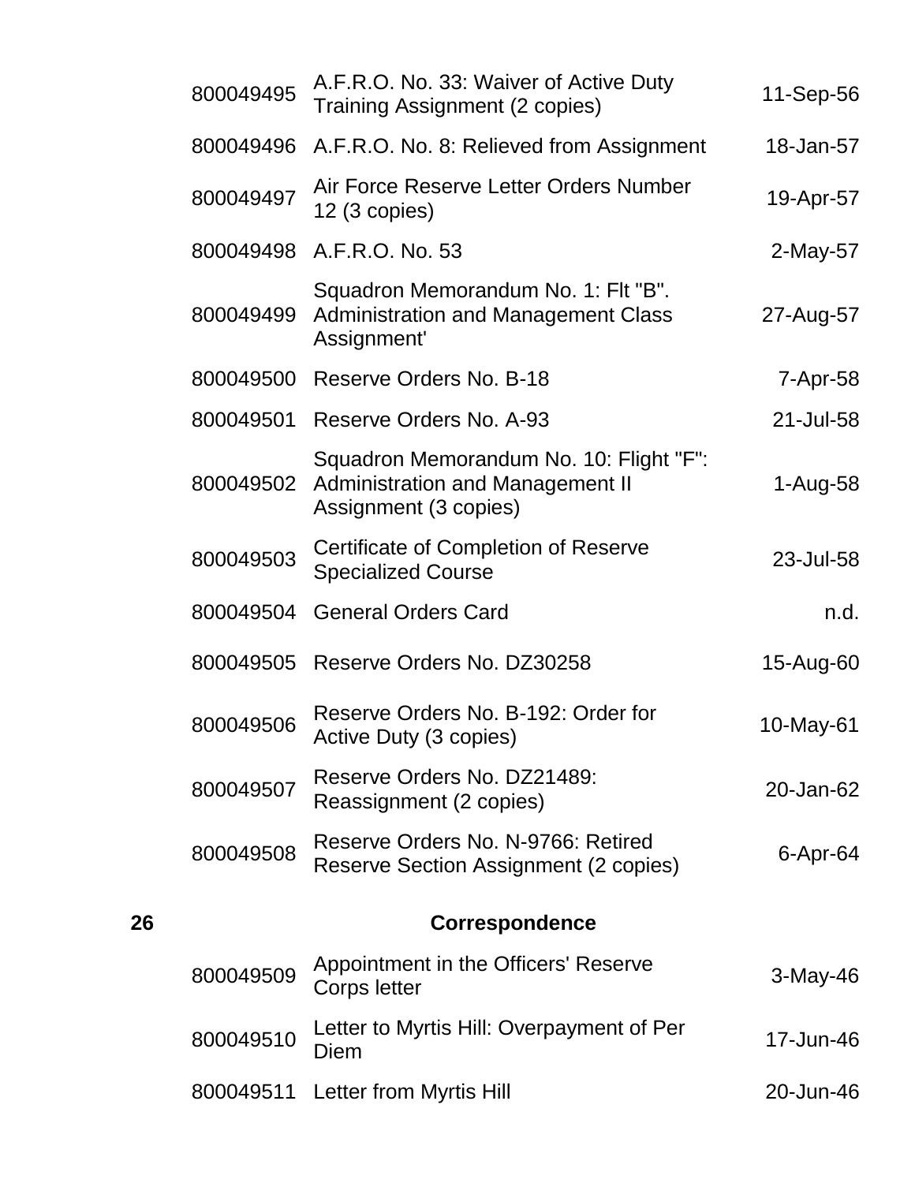| | | |
|---|---|---|
| 800049495 | A.F.R.O. No. 33: Waiver of Active Duty Training Assignment (2 copies) | 11-Sep-56 |
| 800049496 | A.F.R.O. No. 8: Relieved from Assignment | 18-Jan-57 |
| 800049497 | Air Force Reserve Letter Orders Number 12 (3 copies) | 19-Apr-57 |
| 800049498 | A.F.R.O. No. 53 | 2-May-57 |
| 800049499 | Squadron Memorandum No. 1: Flt "B". Administration and Management Class Assignment' | 27-Aug-57 |
| 800049500 | Reserve Orders No. B-18 | 7-Apr-58 |
| 800049501 | Reserve Orders No. A-93 | 21-Jul-58 |
| 800049502 | Squadron Memorandum No. 10: Flight "F": Administration and Management II Assignment (3 copies) | 1-Aug-58 |
| 800049503 | Certificate of Completion of Reserve Specialized Course | 23-Jul-58 |
| 800049504 | General Orders Card | n.d. |
| 800049505 | Reserve Orders No. DZ30258 | 15-Aug-60 |
| 800049506 | Reserve Orders No. B-192: Order for Active Duty (3 copies) | 10-May-61 |
| 800049507 | Reserve Orders No. DZ21489: Reassignment (2 copies) | 20-Jan-62 |
| 800049508 | Reserve Orders No. N-9766: Retired Reserve Section Assignment (2 copies) | 6-Apr-64 |

**26** **Correspondence**

| | | |
|---|---|---|
| 800049509 | Appointment in the Officers' Reserve Corps letter | 3-May-46 |
| 800049510 | Letter to Myrtis Hill: Overpayment of Per Diem | 17-Jun-46 |
| 800049511 | Letter from Myrtis Hill | 20-Jun-46 |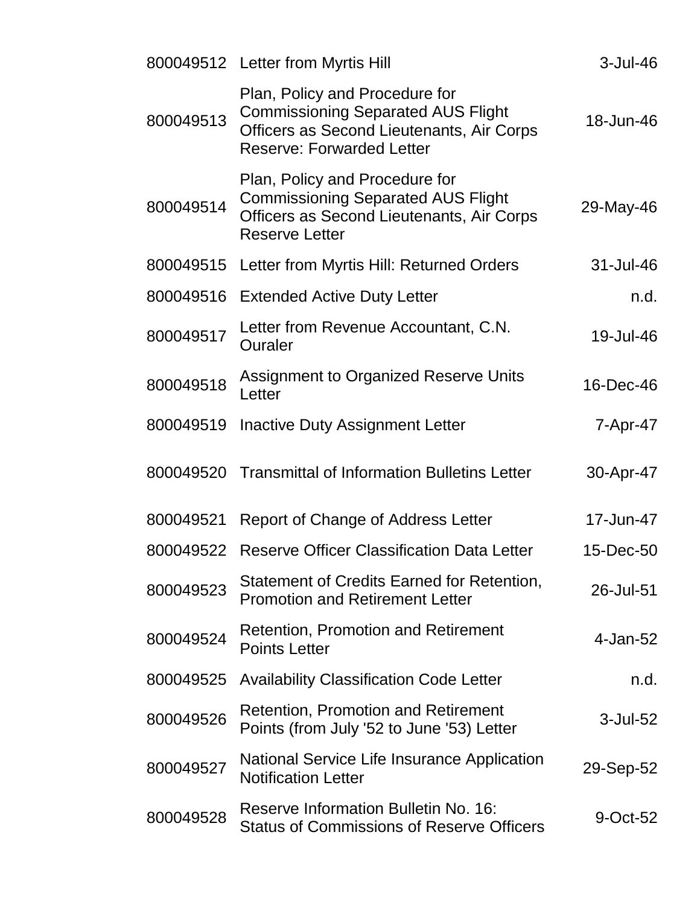| | | |
|---|---|---|
| 800049512 | Letter from Myrtis Hill | 3-Jul-46 |
| 800049513 | Plan, Policy and Procedure for Commissioning Separated AUS Flight Officers as Second Lieutenants, Air Corps Reserve: Forwarded Letter | 18-Jun-46 |
| 800049514 | Plan, Policy and Procedure for Commissioning Separated AUS Flight Officers as Second Lieutenants, Air Corps Reserve Letter | 29-May-46 |
| 800049515 | Letter from Myrtis Hill: Returned Orders | 31-Jul-46 |
| 800049516 | Extended Active Duty Letter | n.d. |
| 800049517 | Letter from Revenue Accountant, C.N. Ouraler | 19-Jul-46 |
| 800049518 | Assignment to Organized Reserve Units Letter | 16-Dec-46 |
| 800049519 | Inactive Duty Assignment Letter | 7-Apr-47 |
| 800049520 | Transmittal of Information Bulletins Letter | 30-Apr-47 |
| 800049521 | Report of Change of Address Letter | 17-Jun-47 |
| 800049522 | Reserve Officer Classification Data Letter | 15-Dec-50 |
| 800049523 | Statement of Credits Earned for Retention, Promotion and Retirement Letter | 26-Jul-51 |
| 800049524 | Retention, Promotion and Retirement Points Letter | 4-Jan-52 |
| 800049525 | Availability Classification Code Letter | n.d. |
| 800049526 | Retention, Promotion and Retirement Points (from July '52 to June '53) Letter | 3-Jul-52 |
| 800049527 | National Service Life Insurance Application Notification Letter | 29-Sep-52 |
| 800049528 | Reserve Information Bulletin No. 16: Status of Commissions of Reserve Officers | 9-Oct-52 |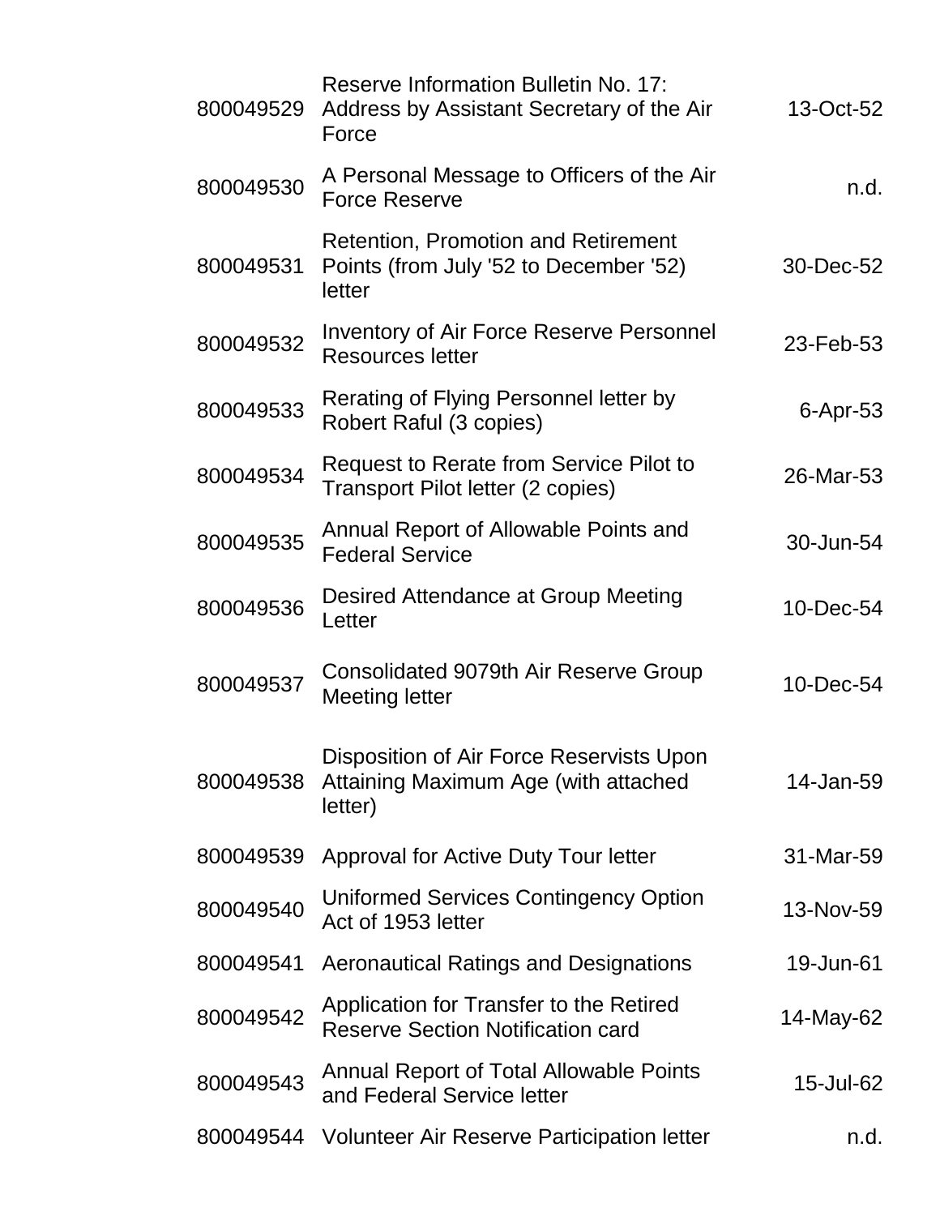| | | |
|---|---|---|
| 800049529 | Reserve Information Bulletin No. 17: Address by Assistant Secretary of the Air Force | 13-Oct-52 |
| 800049530 | A Personal Message to Officers of the Air Force Reserve | n.d. |
| 800049531 | Retention, Promotion and Retirement Points (from July '52 to December '52) letter | 30-Dec-52 |
| 800049532 | Inventory of Air Force Reserve Personnel Resources letter | 23-Feb-53 |
| 800049533 | Rerating of Flying Personnel letter by Robert Raful (3 copies) | 6-Apr-53 |
| 800049534 | Request to Rerate from Service Pilot to Transport Pilot letter (2 copies) | 26-Mar-53 |
| 800049535 | Annual Report of Allowable Points and Federal Service | 30-Jun-54 |
| 800049536 | Desired Attendance at Group Meeting Letter | 10-Dec-54 |
| 800049537 | Consolidated 9079th Air Reserve Group Meeting letter | 10-Dec-54 |
| 800049538 | Disposition of Air Force Reservists Upon Attaining Maximum Age (with attached letter) | 14-Jan-59 |
| 800049539 | Approval for Active Duty Tour letter | 31-Mar-59 |
| 800049540 | Uniformed Services Contingency Option Act of 1953 letter | 13-Nov-59 |
| 800049541 | Aeronautical Ratings and Designations | 19-Jun-61 |
| 800049542 | Application for Transfer to the Retired Reserve Section Notification card | 14-May-62 |
| 800049543 | Annual Report of Total Allowable Points and Federal Service letter | 15-Jul-62 |
| 800049544 | Volunteer Air Reserve Participation letter | n.d. |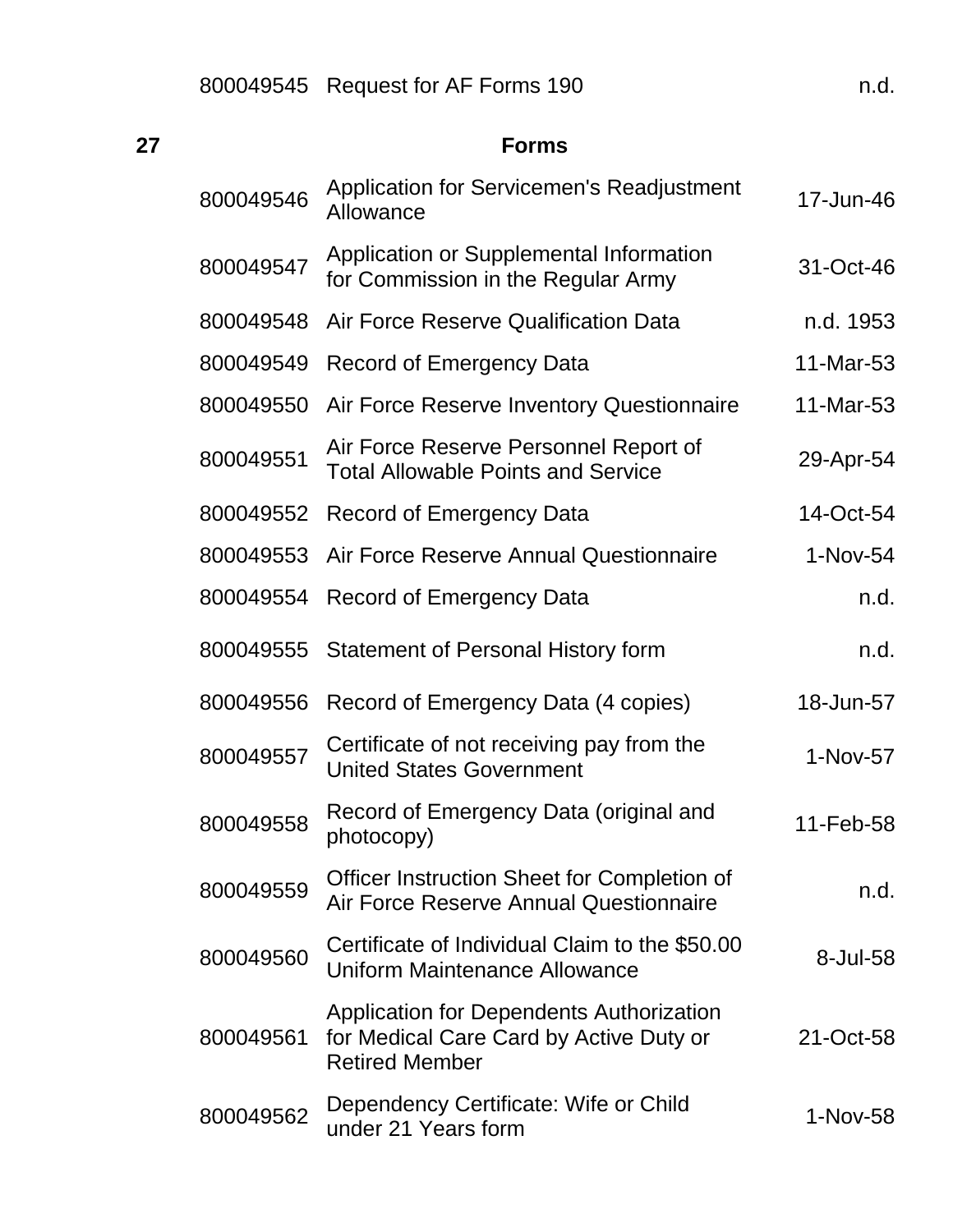| | | | |
|---|---|---|---|
| | 800049545 | Request for AF Forms 190 | n.d. |
| **27** | | **Forms** | |
| | 800049546 | Application for Servicemen's Readjustment Allowance | 17-Jun-46 |
| | 800049547 | Application or Supplemental Information for Commission in the Regular Army | 31-Oct-46 |
| | 800049548 | Air Force Reserve Qualification Data | n.d. 1953 |
| | 800049549 | Record of Emergency Data | 11-Mar-53 |
| | 800049550 | Air Force Reserve Inventory Questionnaire | 11-Mar-53 |
| | 800049551 | Air Force Reserve Personnel Report of Total Allowable Points and Service | 29-Apr-54 |
| | 800049552 | Record of Emergency Data | 14-Oct-54 |
| | 800049553 | Air Force Reserve Annual Questionnaire | 1-Nov-54 |
| | 800049554 | Record of Emergency Data | n.d. |
| | 800049555 | Statement of Personal History form | n.d. |
| | 800049556 | Record of Emergency Data (4 copies) | 18-Jun-57 |
| | 800049557 | Certificate of not receiving pay from the United States Government | 1-Nov-57 |
| | 800049558 | Record of Emergency Data (original and photocopy) | 11-Feb-58 |
| | 800049559 | Officer Instruction Sheet for Completion of Air Force Reserve Annual Questionnaire | n.d. |
| | 800049560 | Certificate of Individual Claim to the $50.00 Uniform Maintenance Allowance | 8-Jul-58 |
| | 800049561 | Application for Dependents Authorization for Medical Care Card by Active Duty or Retired Member | 21-Oct-58 |
| | 800049562 | Dependency Certificate: Wife or Child under 21 Years form | 1-Nov-58 |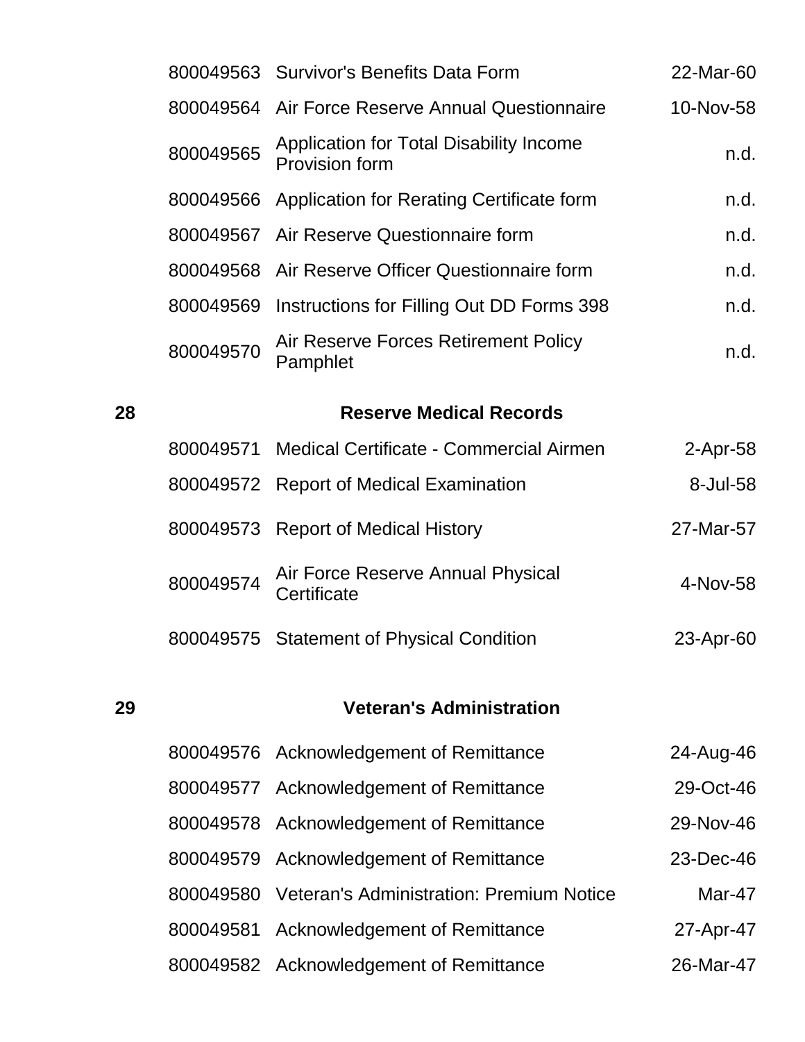| | | |
|---|---|---|
| 800049563 | Survivor's Benefits Data Form | 22-Mar-60 |
| 800049564 | Air Force Reserve Annual Questionnaire | 10-Nov-58 |
| 800049565 | Application for Total Disability Income Provision form | n.d. |
| 800049566 | Application for Rerating Certificate form | n.d. |
| 800049567 | Air Reserve Questionnaire form | n.d. |
| 800049568 | Air Reserve Officer Questionnaire form | n.d. |
| 800049569 | Instructions for Filling Out DD Forms 398 | n.d. |
| 800049570 | Air Reserve Forces Retirement Policy Pamphlet | n.d. |

**28** **Reserve Medical Records**

| | | |
|---|---|---|
| 800049571 | Medical Certificate - Commercial Airmen | 2-Apr-58 |
| 800049572 | Report of Medical Examination | 8-Jul-58 |
| 800049573 | Report of Medical History | 27-Mar-57 |
| 800049574 | Air Force Reserve Annual Physical Certificate | 4-Nov-58 |
| 800049575 | Statement of Physical Condition | 23-Apr-60 |

**29** **Veteran's Administration**

| | | |
|---|---|---|
| 800049576 | Acknowledgement of Remittance | 24-Aug-46 |
| 800049577 | Acknowledgement of Remittance | 29-Oct-46 |
| 800049578 | Acknowledgement of Remittance | 29-Nov-46 |
| 800049579 | Acknowledgement of Remittance | 23-Dec-46 |
| 800049580 | Veteran's Administration: Premium Notice | Mar-47 |
| 800049581 | Acknowledgement of Remittance | 27-Apr-47 |
| 800049582 | Acknowledgement of Remittance | 26-Mar-47 |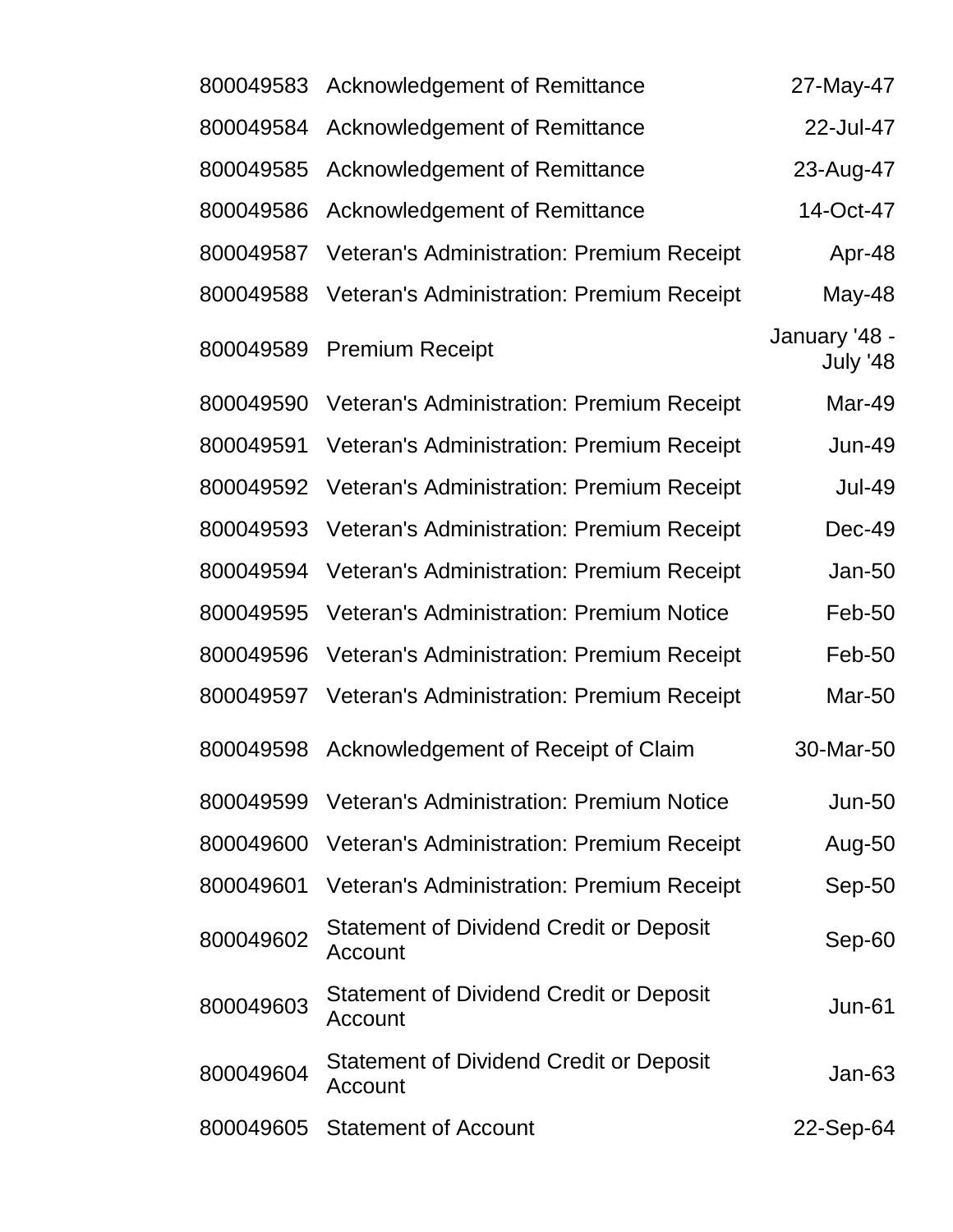| | | |
|---|---|---|
| 800049583 | Acknowledgement of Remittance | 27-May-47 |
| 800049584 | Acknowledgement of Remittance | 22-Jul-47 |
| 800049585 | Acknowledgement of Remittance | 23-Aug-47 |
| 800049586 | Acknowledgement of Remittance | 14-Oct-47 |
| 800049587 | Veteran's Administration: Premium Receipt | Apr-48 |
| 800049588 | Veteran's Administration: Premium Receipt | May-48 |
| 800049589 | Premium Receipt | January '48 - July '48 |
| 800049590 | Veteran's Administration: Premium Receipt | Mar-49 |
| 800049591 | Veteran's Administration: Premium Receipt | Jun-49 |
| 800049592 | Veteran's Administration: Premium Receipt | Jul-49 |
| 800049593 | Veteran's Administration: Premium Receipt | Dec-49 |
| 800049594 | Veteran's Administration: Premium Receipt | Jan-50 |
| 800049595 | Veteran's Administration: Premium Notice | Feb-50 |
| 800049596 | Veteran's Administration: Premium Receipt | Feb-50 |
| 800049597 | Veteran's Administration: Premium Receipt | Mar-50 |
| 800049598 | Acknowledgement of Receipt of Claim | 30-Mar-50 |
| 800049599 | Veteran's Administration: Premium Notice | Jun-50 |
| 800049600 | Veteran's Administration: Premium Receipt | Aug-50 |
| 800049601 | Veteran's Administration: Premium Receipt | Sep-50 |
| 800049602 | Statement of Dividend Credit or Deposit Account | Sep-60 |
| 800049603 | Statement of Dividend Credit or Deposit Account | Jun-61 |
| 800049604 | Statement of Dividend Credit or Deposit Account | Jan-63 |
| 800049605 | Statement of Account | 22-Sep-64 |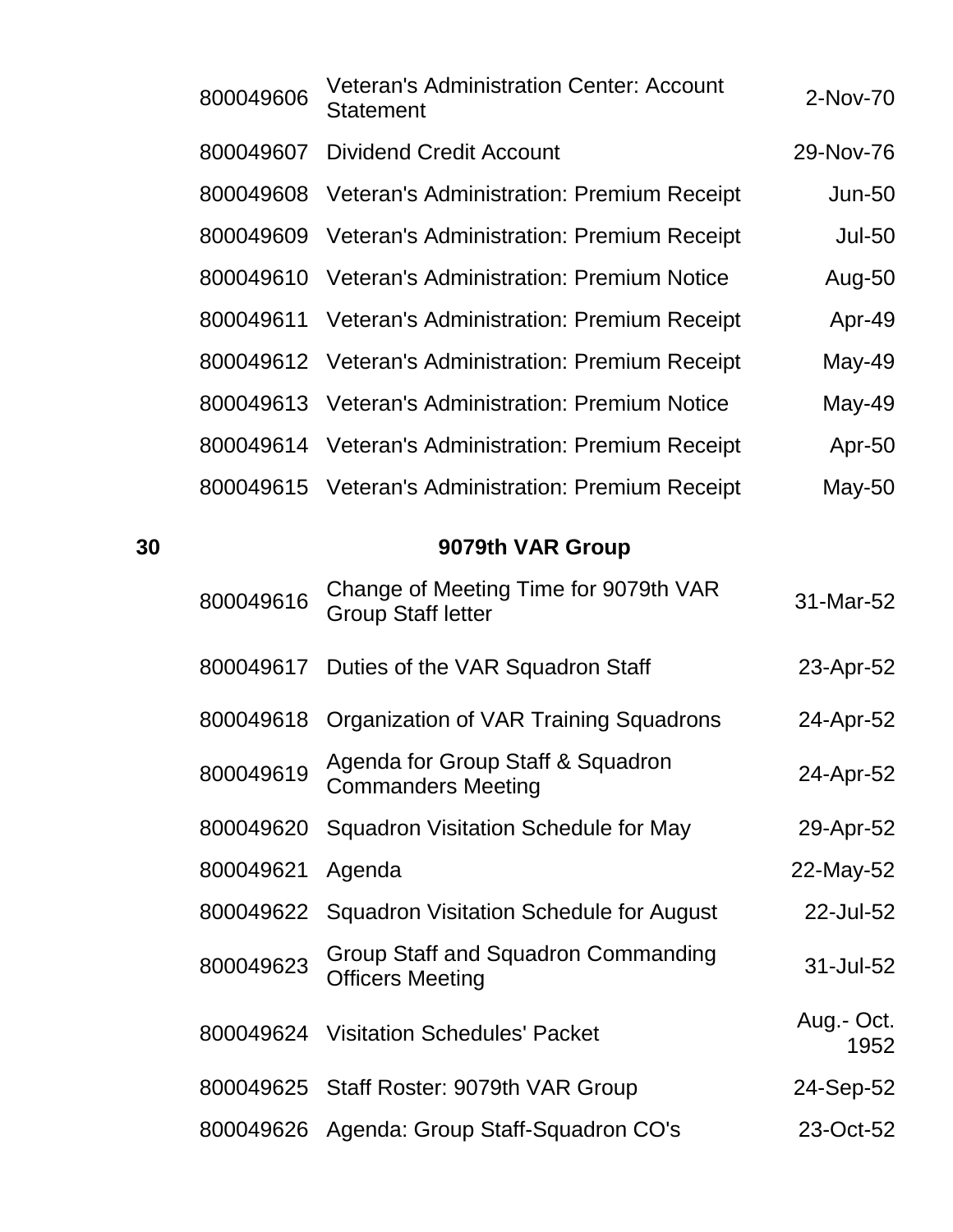| | | |
|---|---|---|
| 800049606 | Veteran's Administration Center: Account Statement | 2-Nov-70 |
| 800049607 | Dividend Credit Account | 29-Nov-76 |
| 800049608 | Veteran's Administration: Premium Receipt | Jun-50 |
| 800049609 | Veteran's Administration: Premium Receipt | Jul-50 |
| 800049610 | Veteran's Administration: Premium Notice | Aug-50 |
| 800049611 | Veteran's Administration: Premium Receipt | Apr-49 |
| 800049612 | Veteran's Administration: Premium Receipt | May-49 |
| 800049613 | Veteran's Administration: Premium Notice | May-49 |
| 800049614 | Veteran's Administration: Premium Receipt | Apr-50 |
| 800049615 | Veteran's Administration: Premium Receipt | May-50 |

**30** **9079th VAR Group**

| | | |
|---|---|---|
| 800049616 | Change of Meeting Time for 9079th VAR Group Staff letter | 31-Mar-52 |
| 800049617 | Duties of the VAR Squadron Staff | 23-Apr-52 |
| 800049618 | Organization of VAR Training Squadrons | 24-Apr-52 |
| 800049619 | Agenda for Group Staff & Squadron Commanders Meeting | 24-Apr-52 |
| 800049620 | Squadron Visitation Schedule for May | 29-Apr-52 |
| 800049621 | Agenda | 22-May-52 |
| 800049622 | Squadron Visitation Schedule for August | 22-Jul-52 |
| 800049623 | Group Staff and Squadron Commanding Officers Meeting | 31-Jul-52 |
| 800049624 | Visitation Schedules' Packet | Aug.- Oct. 1952 |
| 800049625 | Staff Roster: 9079th VAR Group | 24-Sep-52 |
| 800049626 | Agenda: Group Staff-Squadron CO's | 23-Oct-52 |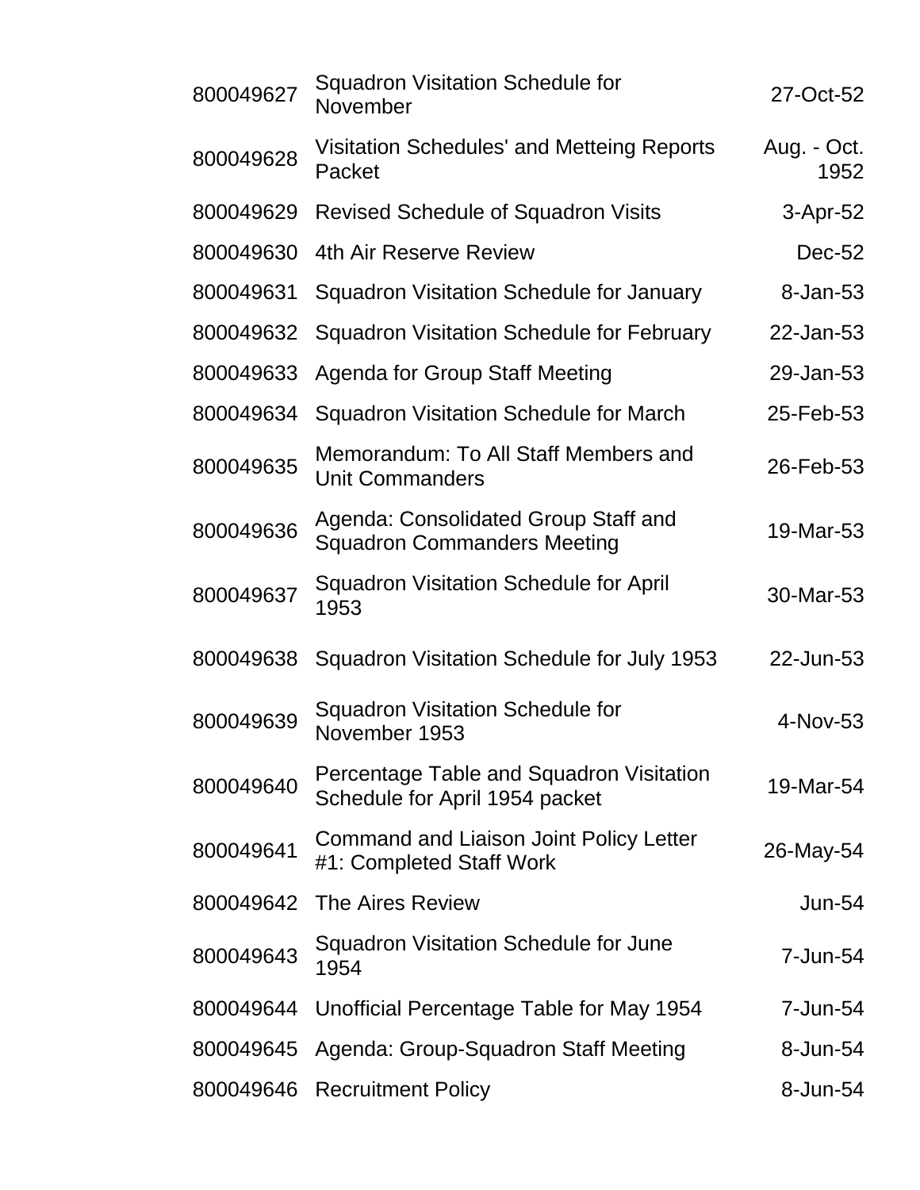| | | |
|---|---|---|
| 800049627 | Squadron Visitation Schedule for November | 27-Oct-52 |
| 800049628 | Visitation Schedules' and Metteing Reports Packet | Aug. - Oct. 1952 |
| 800049629 | Revised Schedule of Squadron Visits | 3-Apr-52 |
| 800049630 | 4th Air Reserve Review | Dec-52 |
| 800049631 | Squadron Visitation Schedule for January | 8-Jan-53 |
| 800049632 | Squadron Visitation Schedule for February | 22-Jan-53 |
| 800049633 | Agenda for Group Staff Meeting | 29-Jan-53 |
| 800049634 | Squadron Visitation Schedule for March | 25-Feb-53 |
| 800049635 | Memorandum: To All Staff Members and Unit Commanders | 26-Feb-53 |
| 800049636 | Agenda: Consolidated Group Staff and Squadron Commanders Meeting | 19-Mar-53 |
| 800049637 | Squadron Visitation Schedule for April 1953 | 30-Mar-53 |
| 800049638 | Squadron Visitation Schedule for July 1953 | 22-Jun-53 |
| 800049639 | Squadron Visitation Schedule for November 1953 | 4-Nov-53 |
| 800049640 | Percentage Table and Squadron Visitation Schedule for April 1954 packet | 19-Mar-54 |
| 800049641 | Command and Liaison Joint Policy Letter #1: Completed Staff Work | 26-May-54 |
| 800049642 | The Aires Review | Jun-54 |
| 800049643 | Squadron Visitation Schedule for June 1954 | 7-Jun-54 |
| 800049644 | Unofficial Percentage Table for May 1954 | 7-Jun-54 |
| 800049645 | Agenda: Group-Squadron Staff Meeting | 8-Jun-54 |
| 800049646 | Recruitment Policy | 8-Jun-54 |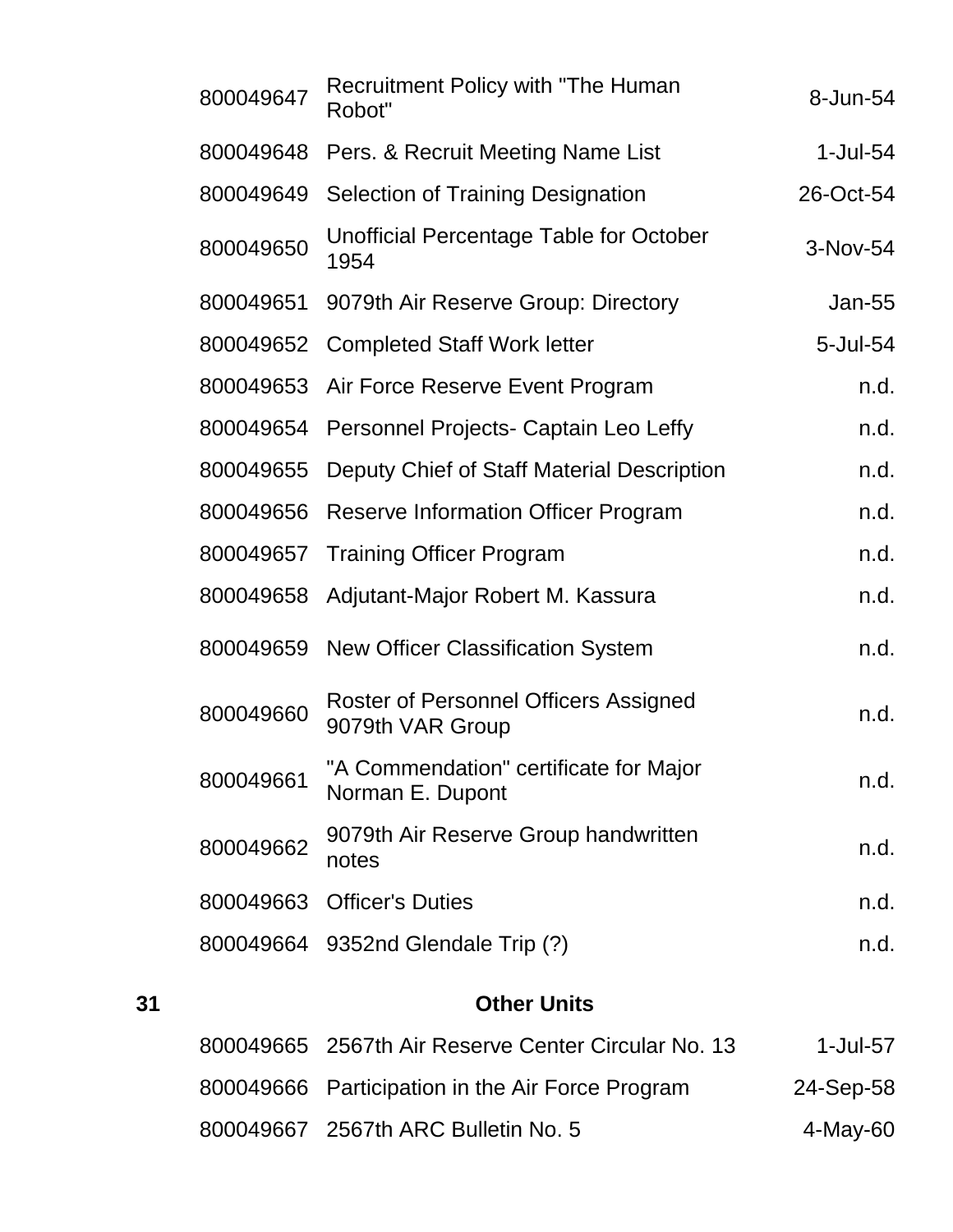| | | | |
|---|---|---|---|
| | 800049647 | Recruitment Policy with "The Human Robot" | 8-Jun-54 |
| | 800049648 | Pers. & Recruit Meeting Name List | 1-Jul-54 |
| | 800049649 | Selection of Training Designation | 26-Oct-54 |
| | 800049650 | Unofficial Percentage Table for October 1954 | 3-Nov-54 |
| | 800049651 | 9079th Air Reserve Group: Directory | Jan-55 |
| | 800049652 | Completed Staff Work letter | 5-Jul-54 |
| | 800049653 | Air Force Reserve Event Program | n.d. |
| | 800049654 | Personnel Projects- Captain Leo Leffy | n.d. |
| | 800049655 | Deputy Chief of Staff Material Description | n.d. |
| | 800049656 | Reserve Information Officer Program | n.d. |
| | 800049657 | Training Officer Program | n.d. |
| | 800049658 | Adjutant-Major Robert M. Kassura | n.d. |
| | 800049659 | New Officer Classification System | n.d. |
| | 800049660 | Roster of Personnel Officers Assigned 9079th VAR Group | n.d. |
| | 800049661 | "A Commendation" certificate for Major Norman E. Dupont | n.d. |
| | 800049662 | 9079th Air Reserve Group handwritten notes | n.d. |
| | 800049663 | Officer's Duties | n.d. |
| | 800049664 | 9352nd Glendale Trip (?) | n.d. |
| **31** | | **Other Units** | |
| | 800049665 | 2567th Air Reserve Center Circular No. 13 | 1-Jul-57 |
| | 800049666 | Participation in the Air Force Program | 24-Sep-58 |
| | 800049667 | 2567th ARC Bulletin No. 5 | 4-May-60 |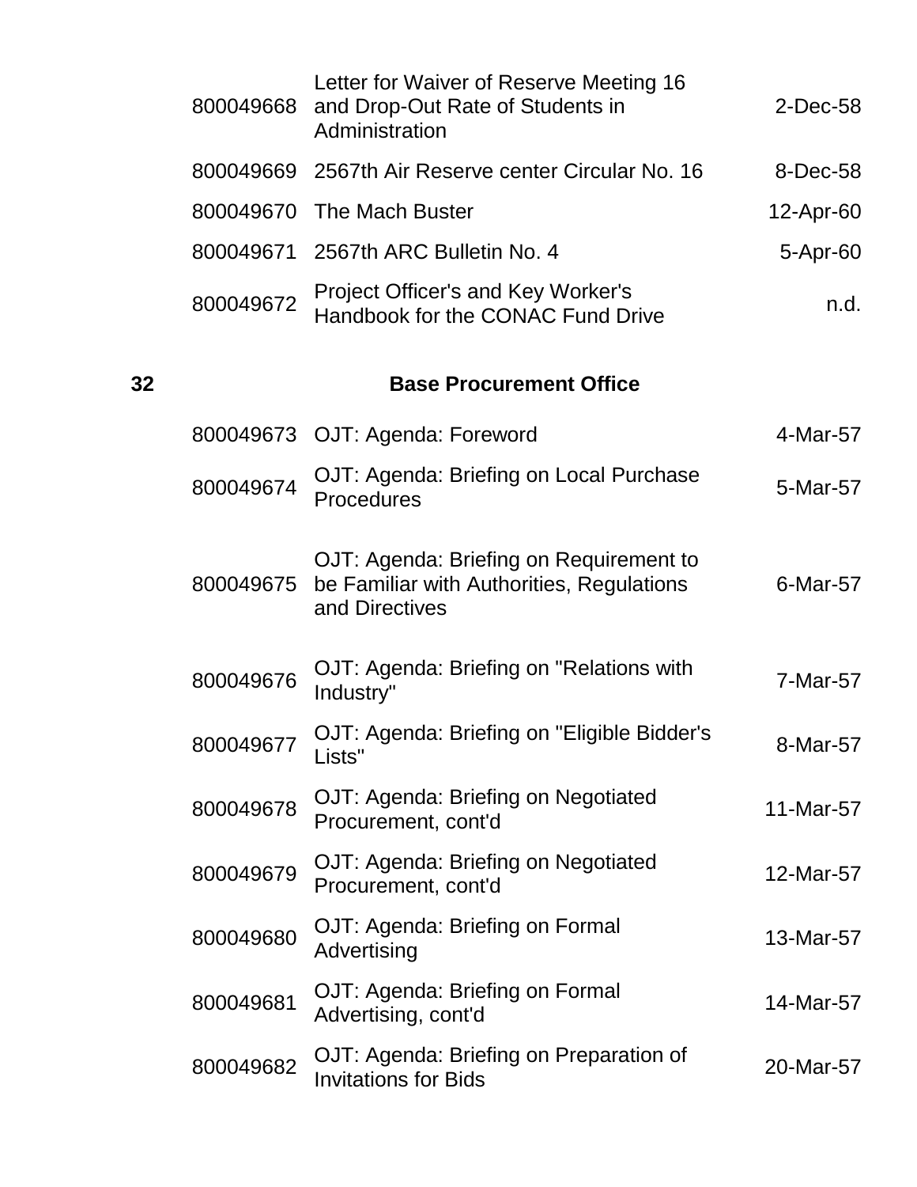| | | |
|---|---|---|
| 800049668 | Letter for Waiver of Reserve Meeting 16 and Drop-Out Rate of Students in Administration | 2-Dec-58 |
| 800049669 | 2567th Air Reserve center Circular No. 16 | 8-Dec-58 |
| 800049670 | The Mach Buster | 12-Apr-60 |
| 800049671 | 2567th ARC Bulletin No. 4 | 5-Apr-60 |
| 800049672 | Project Officer's and Key Worker's Handbook for the CONAC Fund Drive | n.d. |

## 32 Base Procurement Office

| | | |
|---|---|---|
| 800049673 | OJT: Agenda: Foreword | 4-Mar-57 |
| 800049674 | OJT: Agenda: Briefing on Local Purchase Procedures | 5-Mar-57 |
| 800049675 | OJT: Agenda: Briefing on Requirement to be Familiar with Authorities, Regulations and Directives | 6-Mar-57 |
| 800049676 | OJT: Agenda: Briefing on "Relations with Industry" | 7-Mar-57 |
| 800049677 | OJT: Agenda: Briefing on "Eligible Bidder's Lists" | 8-Mar-57 |
| 800049678 | OJT: Agenda: Briefing on Negotiated Procurement, cont'd | 11-Mar-57 |
| 800049679 | OJT: Agenda: Briefing on Negotiated Procurement, cont'd | 12-Mar-57 |
| 800049680 | OJT: Agenda: Briefing on Formal Advertising | 13-Mar-57 |
| 800049681 | OJT: Agenda: Briefing on Formal Advertising, cont'd | 14-Mar-57 |
| 800049682 | OJT: Agenda: Briefing on Preparation of Invitations for Bids | 20-Mar-57 |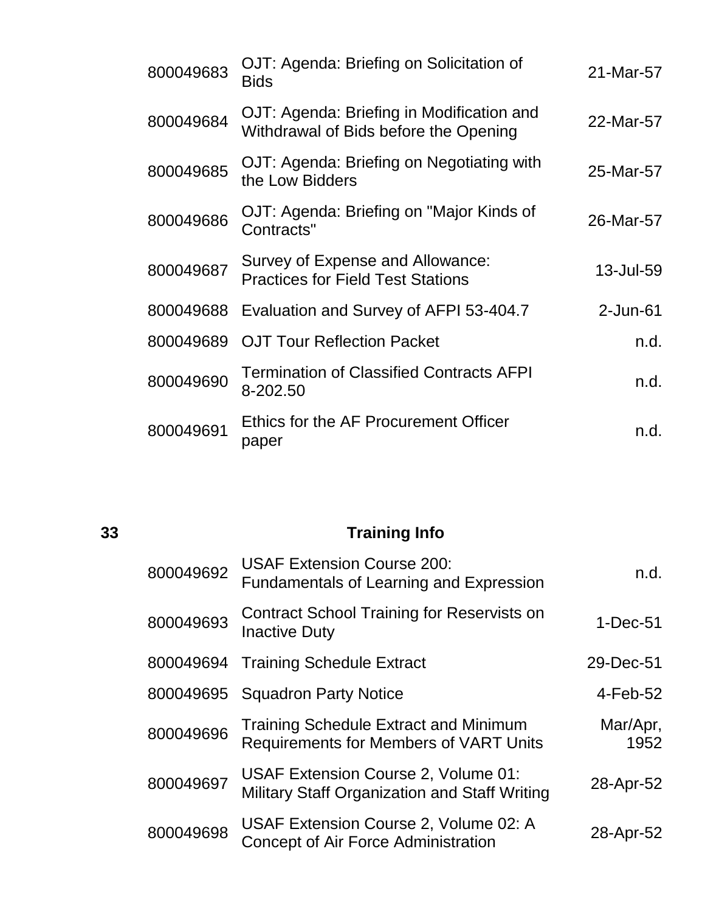| | | |
|---|---|---|
| 800049683 | OJT: Agenda: Briefing on Solicitation of Bids | 21-Mar-57 |
| 800049684 | OJT: Agenda: Briefing in Modification and Withdrawal of Bids before the Opening | 22-Mar-57 |
| 800049685 | OJT: Agenda: Briefing on Negotiating with the Low Bidders | 25-Mar-57 |
| 800049686 | OJT: Agenda: Briefing on "Major Kinds of Contracts" | 26-Mar-57 |
| 800049687 | Survey of Expense and Allowance: Practices for Field Test Stations | 13-Jul-59 |
| 800049688 | Evaluation and Survey of AFPI 53-404.7 | 2-Jun-61 |
| 800049689 | OJT Tour Reflection Packet | n.d. |
| 800049690 | Termination of Classified Contracts AFPI 8-202.50 | n.d. |
| 800049691 | Ethics for the AF Procurement Officer paper | n.d. |

## 33 Training Info

| | | |
|---|---|---|
| 800049692 | USAF Extension Course 200: Fundamentals of Learning and Expression | n.d. |
| 800049693 | Contract School Training for Reservists on Inactive Duty | 1-Dec-51 |
| 800049694 | Training Schedule Extract | 29-Dec-51 |
| 800049695 | Squadron Party Notice | 4-Feb-52 |
| 800049696 | Training Schedule Extract and Minimum Requirements for Members of VART Units | Mar/Apr, 1952 |
| 800049697 | USAF Extension Course 2, Volume 01: Military Staff Organization and Staff Writing | 28-Apr-52 |
| 800049698 | USAF Extension Course 2, Volume 02: A Concept of Air Force Administration | 28-Apr-52 |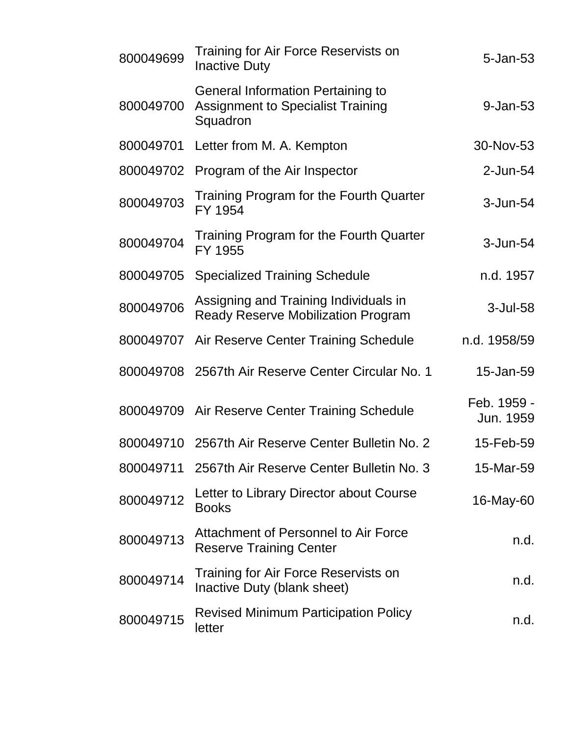| | | |
|---|---|---|
| 800049699 | Training for Air Force Reservists on Inactive Duty | 5-Jan-53 |
| 800049700 | General Information Pertaining to Assignment to Specialist Training Squadron | 9-Jan-53 |
| 800049701 | Letter from M. A. Kempton | 30-Nov-53 |
| 800049702 | Program of the Air Inspector | 2-Jun-54 |
| 800049703 | Training Program for the Fourth Quarter FY 1954 | 3-Jun-54 |
| 800049704 | Training Program for the Fourth Quarter FY 1955 | 3-Jun-54 |
| 800049705 | Specialized Training Schedule | n.d. 1957 |
| 800049706 | Assigning and Training Individuals in Ready Reserve Mobilization Program | 3-Jul-58 |
| 800049707 | Air Reserve Center Training Schedule | n.d. 1958/59 |
| 800049708 | 2567th Air Reserve Center Circular No. 1 | 15-Jan-59 |
| 800049709 | Air Reserve Center Training Schedule | Feb. 1959 - Jun. 1959 |
| 800049710 | 2567th Air Reserve Center Bulletin No. 2 | 15-Feb-59 |
| 800049711 | 2567th Air Reserve Center Bulletin No. 3 | 15-Mar-59 |
| 800049712 | Letter to Library Director about Course Books | 16-May-60 |
| 800049713 | Attachment of Personnel to Air Force Reserve Training Center | n.d. |
| 800049714 | Training for Air Force Reservists on Inactive Duty (blank sheet) | n.d. |
| 800049715 | Revised Minimum Participation Policy letter | n.d. |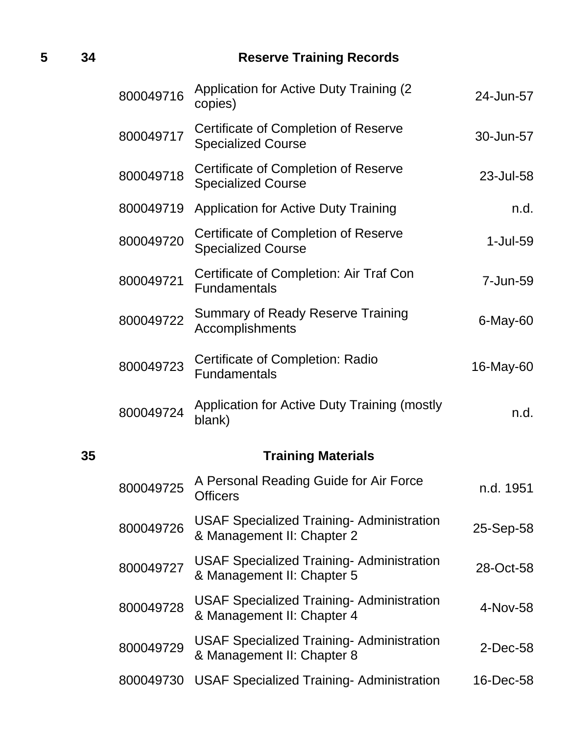| Box | Folder | Item | Description | Date |
|---|---|---|---|---|
| 5 | 34 | | **Reserve Training Records** | |
| | | 800049716 | Application for Active Duty Training (2 copies) | 24-Jun-57 |
| | | 800049717 | Certificate of Completion of Reserve Specialized Course | 30-Jun-57 |
| | | 800049718 | Certificate of Completion of Reserve Specialized Course | 23-Jul-58 |
| | | 800049719 | Application for Active Duty Training | n.d. |
| | | 800049720 | Certificate of Completion of Reserve Specialized Course | 1-Jul-59 |
| | | 800049721 | Certificate of Completion: Air Traf Con Fundamentals | 7-Jun-59 |
| | | 800049722 | Summary of Ready Reserve Training Accomplishments | 6-May-60 |
| | | 800049723 | Certificate of Completion: Radio Fundamentals | 16-May-60 |
| | | 800049724 | Application for Active Duty Training (mostly blank) | n.d. |
| | 35 | | **Training Materials** | |
| | | 800049725 | A Personal Reading Guide for Air Force Officers | n.d. 1951 |
| | | 800049726 | USAF Specialized Training- Administration & Management II: Chapter 2 | 25-Sep-58 |
| | | 800049727 | USAF Specialized Training- Administration & Management II: Chapter 5 | 28-Oct-58 |
| | | 800049728 | USAF Specialized Training- Administration & Management II: Chapter 4 | 4-Nov-58 |
| | | 800049729 | USAF Specialized Training- Administration & Management II: Chapter 8 | 2-Dec-58 |
| | | 800049730 | USAF Specialized Training- Administration | 16-Dec-58 |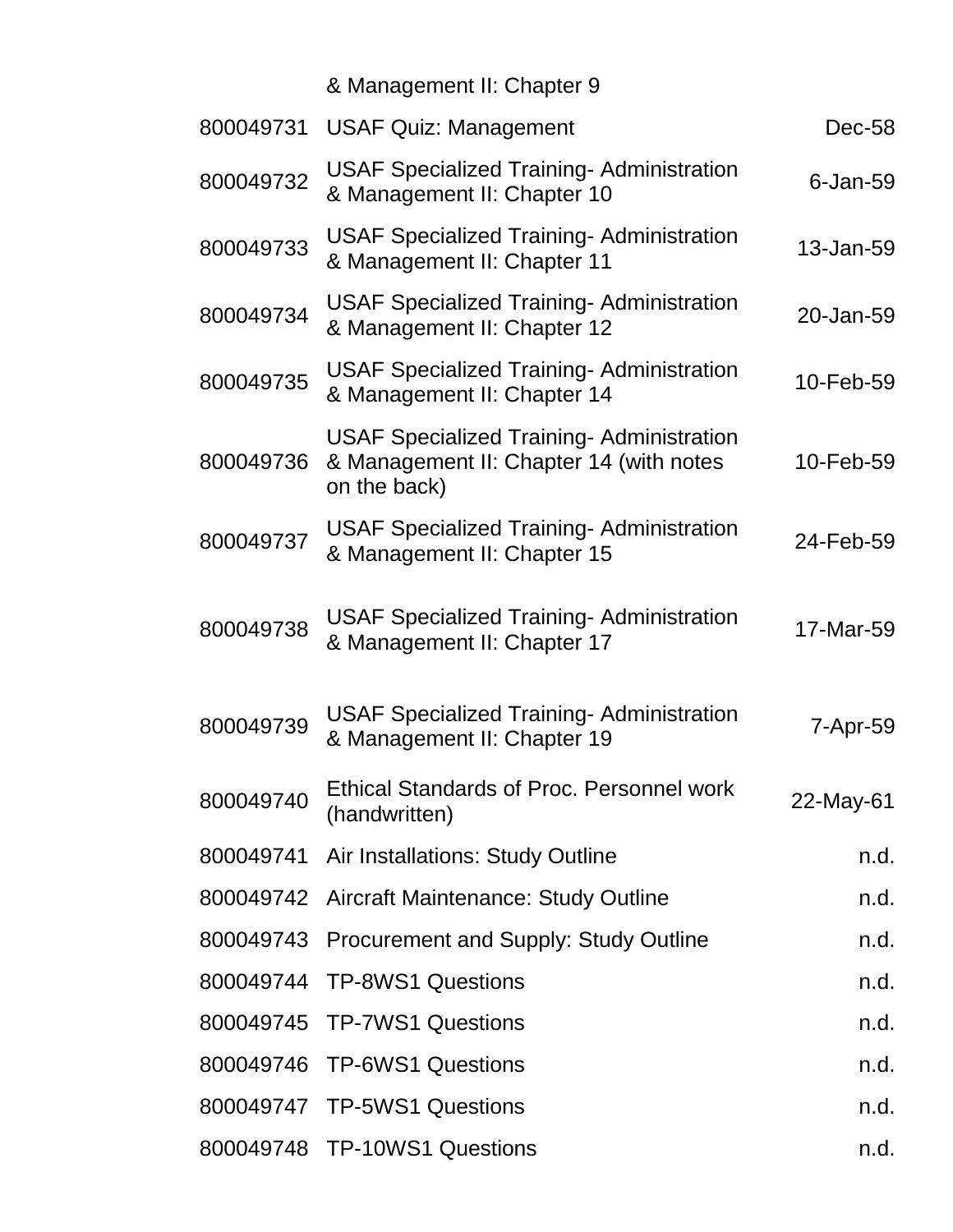| | | |
|---|---|---|
| | & Management II: Chapter 9 | |
| 800049731 | USAF Quiz: Management | Dec-58 |
| 800049732 | USAF Specialized Training- Administration & Management II: Chapter 10 | 6-Jan-59 |
| 800049733 | USAF Specialized Training- Administration & Management II: Chapter 11 | 13-Jan-59 |
| 800049734 | USAF Specialized Training- Administration & Management II: Chapter 12 | 20-Jan-59 |
| 800049735 | USAF Specialized Training- Administration & Management II: Chapter 14 | 10-Feb-59 |
| 800049736 | USAF Specialized Training- Administration & Management II: Chapter 14 (with notes on the back) | 10-Feb-59 |
| 800049737 | USAF Specialized Training- Administration & Management II: Chapter 15 | 24-Feb-59 |
| 800049738 | USAF Specialized Training- Administration & Management II: Chapter 17 | 17-Mar-59 |
| 800049739 | USAF Specialized Training- Administration & Management II: Chapter 19 | 7-Apr-59 |
| 800049740 | Ethical Standards of Proc. Personnel work (handwritten) | 22-May-61 |
| 800049741 | Air Installations: Study Outline | n.d. |
| 800049742 | Aircraft Maintenance: Study Outline | n.d. |
| 800049743 | Procurement and Supply: Study Outline | n.d. |
| 800049744 | TP-8WS1 Questions | n.d. |
| 800049745 | TP-7WS1 Questions | n.d. |
| 800049746 | TP-6WS1 Questions | n.d. |
| 800049747 | TP-5WS1 Questions | n.d. |
| 800049748 | TP-10WS1 Questions | n.d. |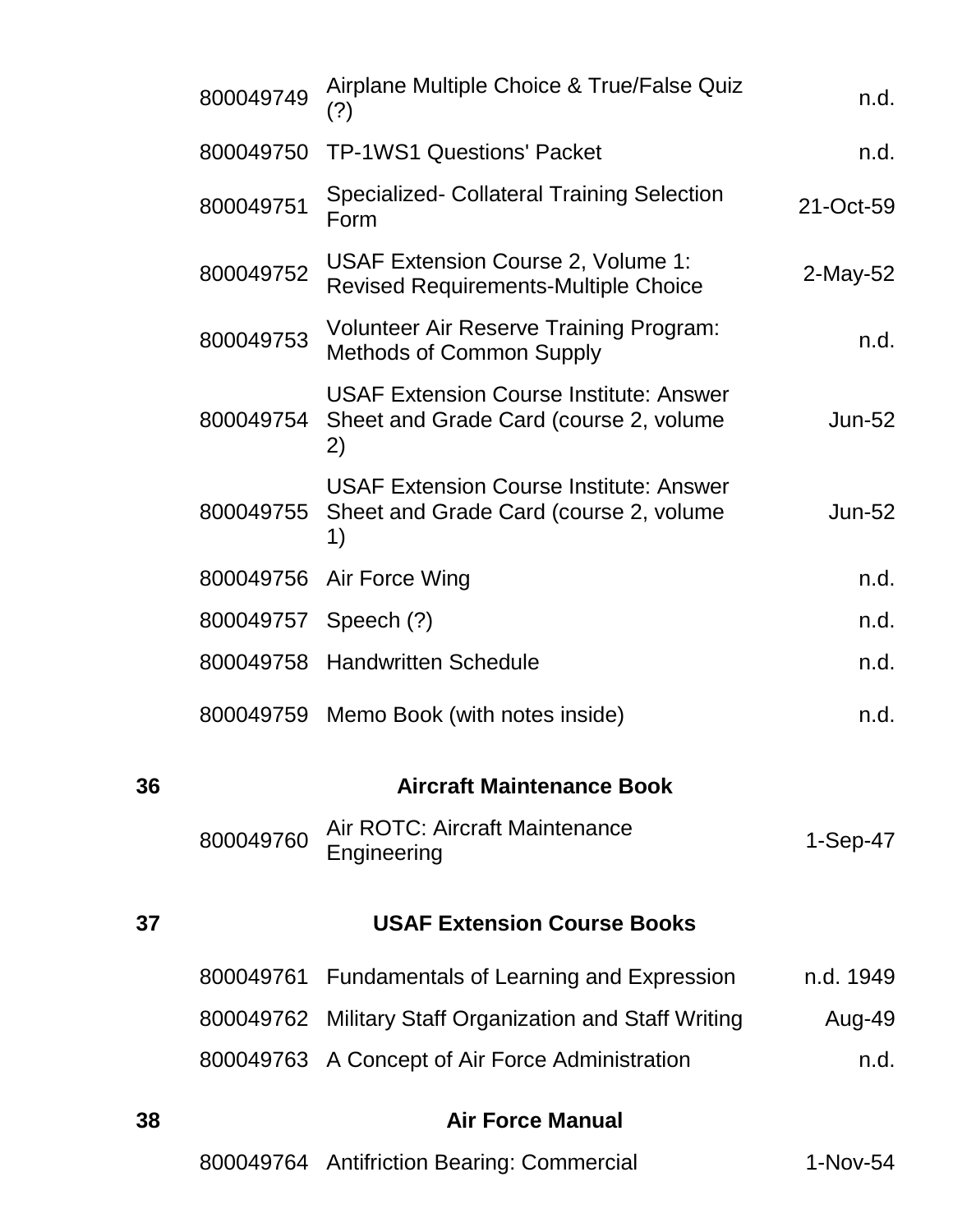| | | | |
|---|---|---|---|
| | 800049749 | Airplane Multiple Choice & True/False Quiz (?) | n.d. |
| | 800049750 | TP-1WS1 Questions' Packet | n.d. |
| | 800049751 | Specialized- Collateral Training Selection Form | 21-Oct-59 |
| | 800049752 | USAF Extension Course 2, Volume 1: Revised Requirements-Multiple Choice | 2-May-52 |
| | 800049753 | Volunteer Air Reserve Training Program: Methods of Common Supply | n.d. |
| | 800049754 | USAF Extension Course Institute: Answer Sheet and Grade Card (course 2, volume 2) | Jun-52 |
| | 800049755 | USAF Extension Course Institute: Answer Sheet and Grade Card (course 2, volume 1) | Jun-52 |
| | 800049756 | Air Force Wing | n.d. |
| | 800049757 | Speech (?) | n.d. |
| | 800049758 | Handwritten Schedule | n.d. |
| | 800049759 | Memo Book (with notes inside) | n.d. |
| **36** | | **Aircraft Maintenance Book** | |
| | 800049760 | Air ROTC: Aircraft Maintenance Engineering | 1-Sep-47 |
| **37** | | **USAF Extension Course Books** | |
| | 800049761 | Fundamentals of Learning and Expression | n.d. 1949 |
| | 800049762 | Military Staff Organization and Staff Writing | Aug-49 |
| | 800049763 | A Concept of Air Force Administration | n.d. |
| **38** | | **Air Force Manual** | |
| | 800049764 | Antifriction Bearing: Commercial | 1-Nov-54 |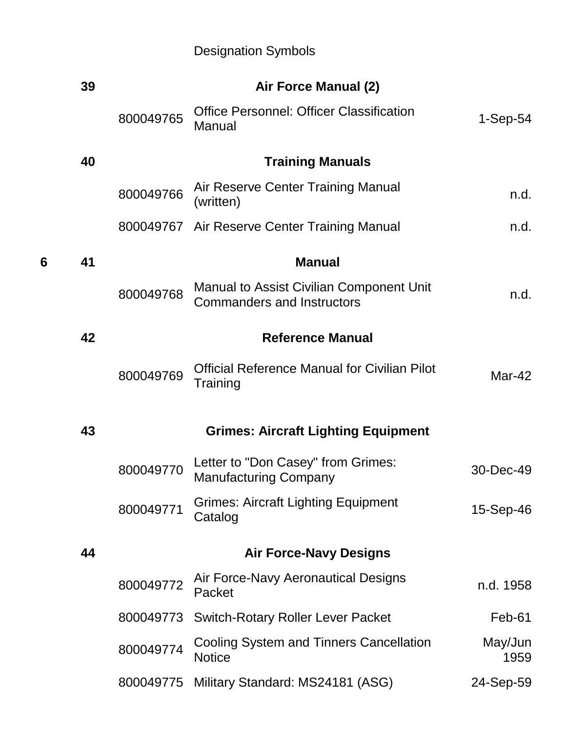Designation Symbols

| Box | Folder | ID | Title | Date |
|---|---|---|---|---|
| | **39** | | **Air Force Manual (2)** | |
| | | 800049765 | Office Personnel: Officer Classification Manual | 1-Sep-54 |
| | **40** | | **Training Manuals** | |
| | | 800049766 | Air Reserve Center Training Manual (written) | n.d. |
| | | 800049767 | Air Reserve Center Training Manual | n.d. |
| **6** | **41** | | **Manual** | |
| | | 800049768 | Manual to Assist Civilian Component Unit Commanders and Instructors | n.d. |
| | **42** | | **Reference Manual** | |
| | | 800049769 | Official Reference Manual for Civilian Pilot Training | Mar-42 |
| | **43** | | **Grimes: Aircraft Lighting Equipment** | |
| | | 800049770 | Letter to "Don Casey" from Grimes: Manufacturing Company | 30-Dec-49 |
| | | 800049771 | Grimes: Aircraft Lighting Equipment Catalog | 15-Sep-46 |
| | **44** | | **Air Force-Navy Designs** | |
| | | 800049772 | Air Force-Navy Aeronautical Designs Packet | n.d. 1958 |
| | | 800049773 | Switch-Rotary Roller Lever Packet | Feb-61 |
| | | 800049774 | Cooling System and Tinners Cancellation Notice | May/Jun 1959 |
| | | 800049775 | Military Standard: MS24181 (ASG) | 24-Sep-59 |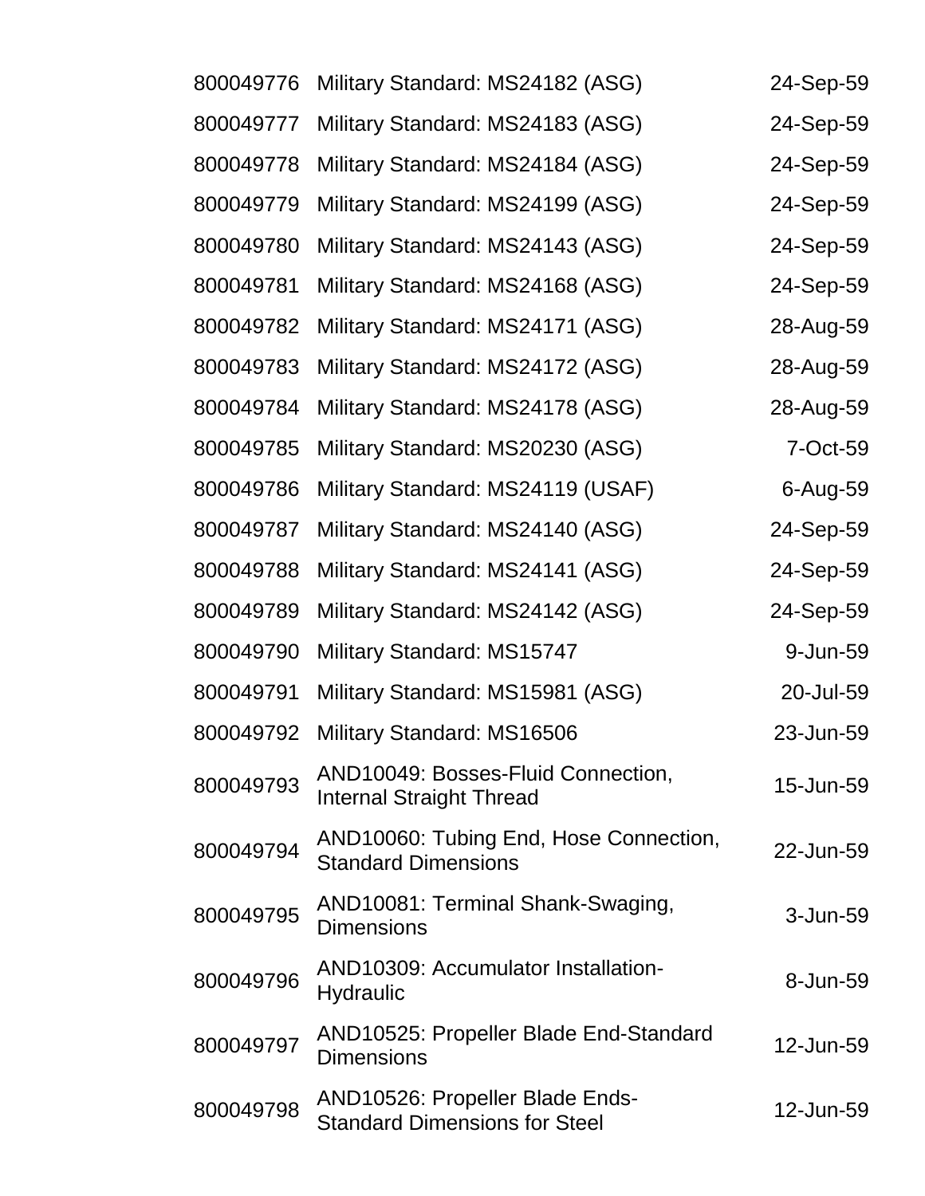| | | |
|---|---|---|
| 800049776 | Military Standard: MS24182 (ASG) | 24-Sep-59 |
| 800049777 | Military Standard: MS24183 (ASG) | 24-Sep-59 |
| 800049778 | Military Standard: MS24184 (ASG) | 24-Sep-59 |
| 800049779 | Military Standard: MS24199 (ASG) | 24-Sep-59 |
| 800049780 | Military Standard: MS24143 (ASG) | 24-Sep-59 |
| 800049781 | Military Standard: MS24168 (ASG) | 24-Sep-59 |
| 800049782 | Military Standard: MS24171 (ASG) | 28-Aug-59 |
| 800049783 | Military Standard: MS24172 (ASG) | 28-Aug-59 |
| 800049784 | Military Standard: MS24178 (ASG) | 28-Aug-59 |
| 800049785 | Military Standard: MS20230 (ASG) | 7-Oct-59 |
| 800049786 | Military Standard: MS24119 (USAF) | 6-Aug-59 |
| 800049787 | Military Standard: MS24140 (ASG) | 24-Sep-59 |
| 800049788 | Military Standard: MS24141 (ASG) | 24-Sep-59 |
| 800049789 | Military Standard: MS24142 (ASG) | 24-Sep-59 |
| 800049790 | Military Standard: MS15747 | 9-Jun-59 |
| 800049791 | Military Standard: MS15981 (ASG) | 20-Jul-59 |
| 800049792 | Military Standard: MS16506 | 23-Jun-59 |
| 800049793 | AND10049: Bosses-Fluid Connection, Internal Straight Thread | 15-Jun-59 |
| 800049794 | AND10060: Tubing End, Hose Connection, Standard Dimensions | 22-Jun-59 |
| 800049795 | AND10081: Terminal Shank-Swaging, Dimensions | 3-Jun-59 |
| 800049796 | AND10309: Accumulator Installation-Hydraulic | 8-Jun-59 |
| 800049797 | AND10525: Propeller Blade End-Standard Dimensions | 12-Jun-59 |
| 800049798 | AND10526: Propeller Blade Ends-Standard Dimensions for Steel | 12-Jun-59 |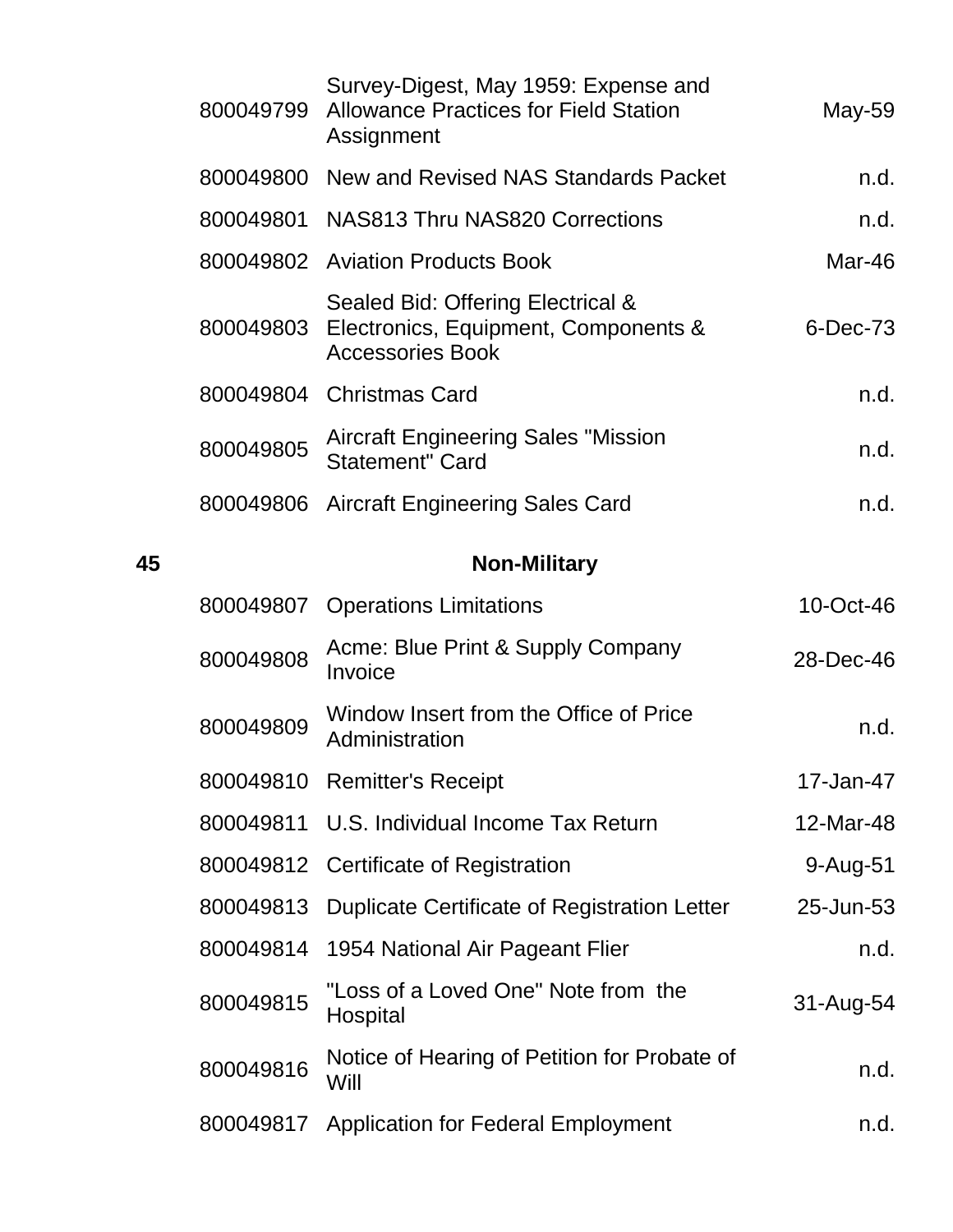| | | |
|---|---|---|
| 800049799 | Survey-Digest, May 1959: Expense and Allowance Practices for Field Station Assignment | May-59 |
| 800049800 | New and Revised NAS Standards Packet | n.d. |
| 800049801 | NAS813 Thru NAS820 Corrections | n.d. |
| 800049802 | Aviation Products Book | Mar-46 |
| 800049803 | Sealed Bid: Offering Electrical & Electronics, Equipment, Components & Accessories Book | 6-Dec-73 |
| 800049804 | Christmas Card | n.d. |
| 800049805 | Aircraft Engineering Sales "Mission Statement" Card | n.d. |
| 800049806 | Aircraft Engineering Sales Card | n.d. |

**45** **Non-Military**

| | | |
|---|---|---|
| 800049807 | Operations Limitations | 10-Oct-46 |
| 800049808 | Acme: Blue Print & Supply Company Invoice | 28-Dec-46 |
| 800049809 | Window Insert from the Office of Price Administration | n.d. |
| 800049810 | Remitter's Receipt | 17-Jan-47 |
| 800049811 | U.S. Individual Income Tax Return | 12-Mar-48 |
| 800049812 | Certificate of Registration | 9-Aug-51 |
| 800049813 | Duplicate Certificate of Registration Letter | 25-Jun-53 |
| 800049814 | 1954 National Air Pageant Flier | n.d. |
| 800049815 | "Loss of a Loved One" Note from the Hospital | 31-Aug-54 |
| 800049816 | Notice of Hearing of Petition for Probate of Will | n.d. |
| 800049817 | Application for Federal Employment | n.d. |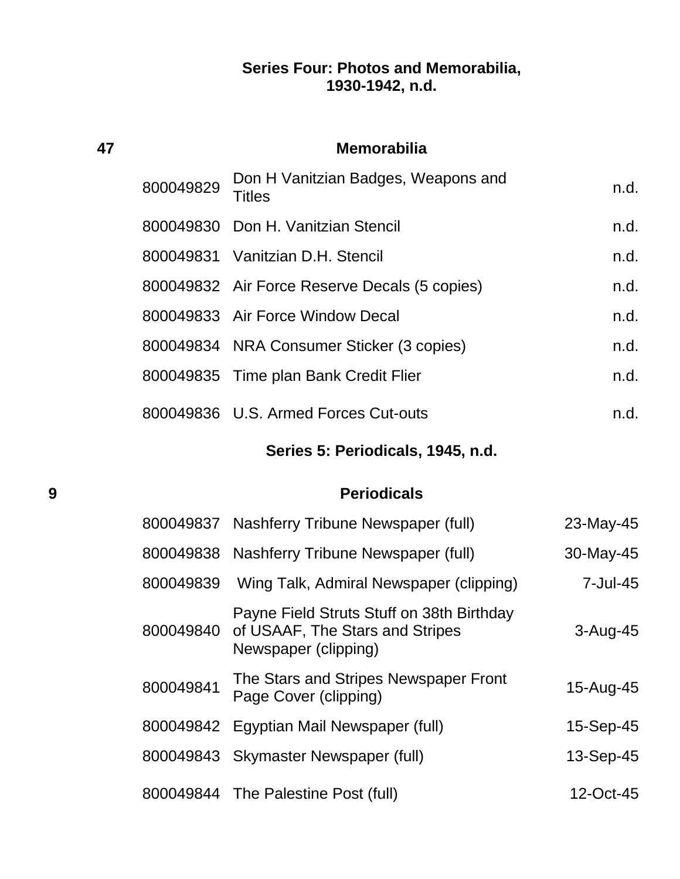## Series Four: Photos and Memorabilia, 1930-1942, n.d.

| 47 | | Memorabilia | |
|---|---|---|---|
| | 800049829 | Don H Vanitzian Badges, Weapons and Titles | n.d. |
| | 800049830 | Don H. Vanitzian Stencil | n.d. |
| | 800049831 | Vanitzian D.H. Stencil | n.d. |
| | 800049832 | Air Force Reserve Decals (5 copies) | n.d. |
| | 800049833 | Air Force Window Decal | n.d. |
| | 800049834 | NRA Consumer Sticker (3 copies) | n.d. |
| | 800049835 | Time plan Bank Credit Flier | n.d. |
| | 800049836 | U.S. Armed Forces Cut-outs | n.d. |

## Series 5: Periodicals, 1945, n.d.

| 9 | | Periodicals | |
|---|---|---|---|
| | 800049837 | Nashferry Tribune Newspaper (full) | 23-May-45 |
| | 800049838 | Nashferry Tribune Newspaper (full) | 30-May-45 |
| | 800049839 | Wing Talk, Admiral Newspaper (clipping) | 7-Jul-45 |
| | 800049840 | Payne Field Struts Stuff on 38th Birthday of USAAF, The Stars and Stripes Newspaper (clipping) | 3-Aug-45 |
| | 800049841 | The Stars and Stripes Newspaper Front Page Cover (clipping) | 15-Aug-45 |
| | 800049842 | Egyptian Mail Newspaper (full) | 15-Sep-45 |
| | 800049843 | Skymaster Newspaper (full) | 13-Sep-45 |
| | 800049844 | The Palestine Post (full) | 12-Oct-45 |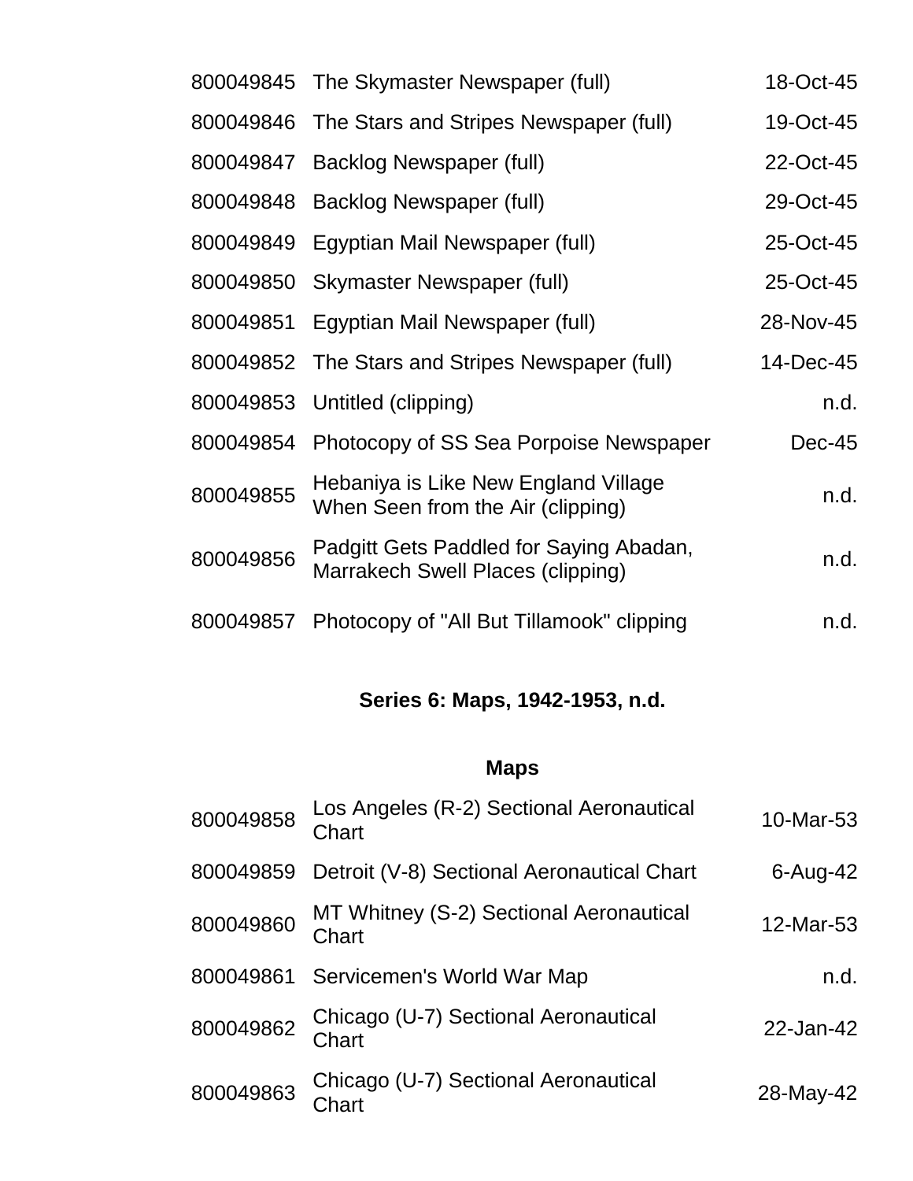| | | |
|---|---|---|
| 800049845 | The Skymaster Newspaper (full) | 18-Oct-45 |
| 800049846 | The Stars and Stripes Newspaper (full) | 19-Oct-45 |
| 800049847 | Backlog Newspaper (full) | 22-Oct-45 |
| 800049848 | Backlog Newspaper (full) | 29-Oct-45 |
| 800049849 | Egyptian Mail Newspaper (full) | 25-Oct-45 |
| 800049850 | Skymaster Newspaper (full) | 25-Oct-45 |
| 800049851 | Egyptian Mail Newspaper (full) | 28-Nov-45 |
| 800049852 | The Stars and Stripes Newspaper (full) | 14-Dec-45 |
| 800049853 | Untitled (clipping) | n.d. |
| 800049854 | Photocopy of SS Sea Porpoise Newspaper | Dec-45 |
| 800049855 | Hebaniya is Like New England Village When Seen from the Air (clipping) | n.d. |
| 800049856 | Padgitt Gets Paddled for Saying Abadan, Marrakech Swell Places (clipping) | n.d. |
| 800049857 | Photocopy of "All But Tillamook" clipping | n.d. |

## Series 6: Maps, 1942-1953, n.d.

### Maps

| | | |
|---|---|---|
| 800049858 | Los Angeles (R-2) Sectional Aeronautical Chart | 10-Mar-53 |
| 800049859 | Detroit (V-8) Sectional Aeronautical Chart | 6-Aug-42 |
| 800049860 | MT Whitney (S-2) Sectional Aeronautical Chart | 12-Mar-53 |
| 800049861 | Servicemen's World War Map | n.d. |
| 800049862 | Chicago (U-7) Sectional Aeronautical Chart | 22-Jan-42 |
| 800049863 | Chicago (U-7) Sectional Aeronautical Chart | 28-May-42 |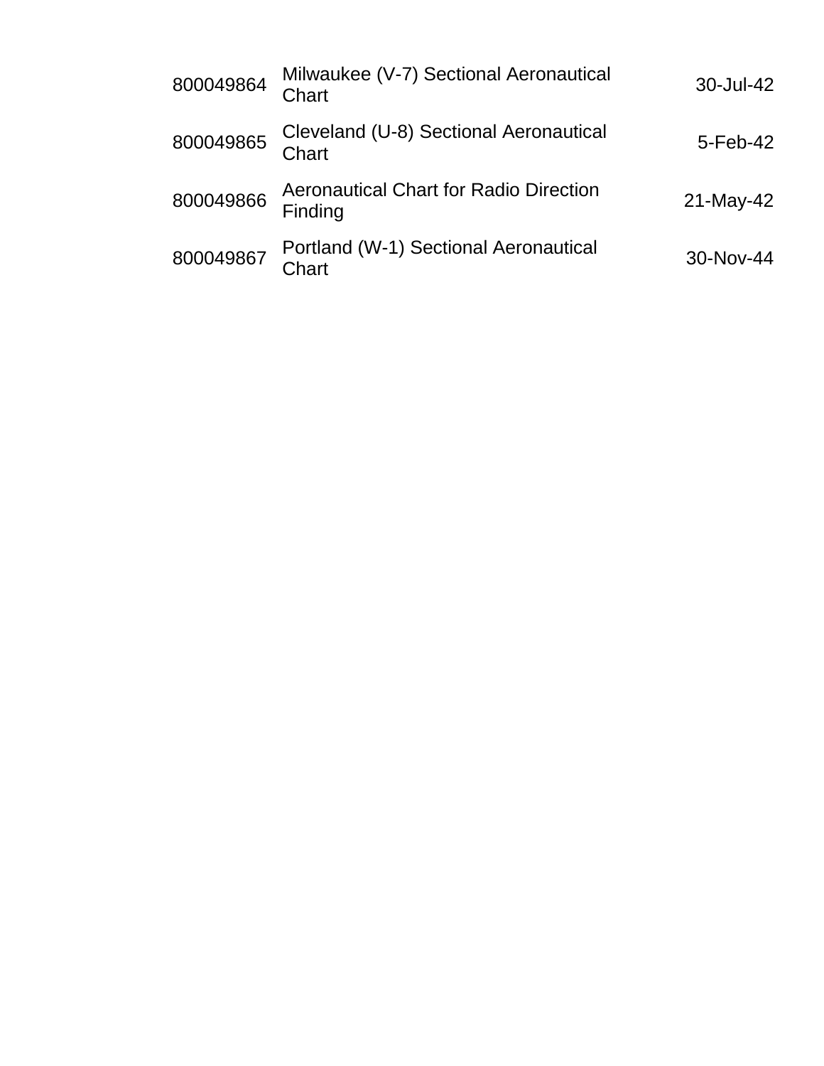| | | |
|---|---|---|
| 800049864 | Milwaukee (V-7) Sectional Aeronautical Chart | 30-Jul-42 |
| 800049865 | Cleveland (U-8) Sectional Aeronautical Chart | 5-Feb-42 |
| 800049866 | Aeronautical Chart for Radio Direction Finding | 21-May-42 |
| 800049867 | Portland (W-1) Sectional Aeronautical Chart | 30-Nov-44 |